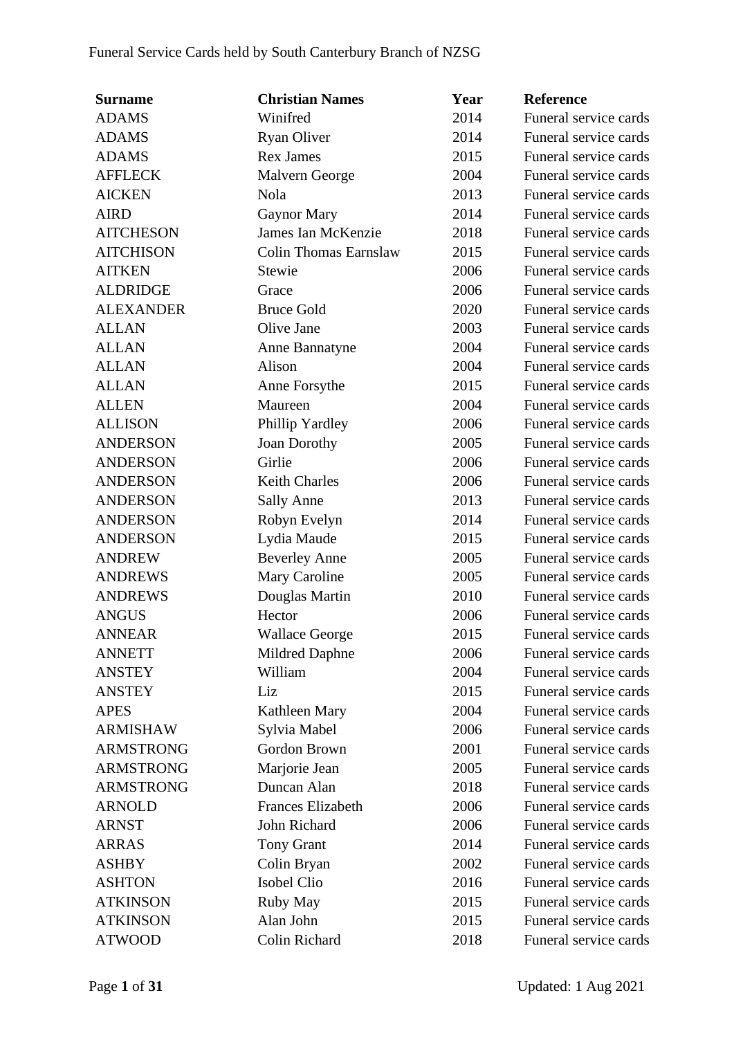Funeral Service Cards held by South Canterbury Branch of NZSG

| Surname | Christian Names | Year | Reference |
|---|---|---|---|
| ADAMS | Winifred | 2014 | Funeral service cards |
| ADAMS | Ryan Oliver | 2014 | Funeral service cards |
| ADAMS | Rex James | 2015 | Funeral service cards |
| AFFLECK | Malvern George | 2004 | Funeral service cards |
| AICKEN | Nola | 2013 | Funeral service cards |
| AIRD | Gaynor Mary | 2014 | Funeral service cards |
| AITCHESON | James Ian McKenzie | 2018 | Funeral service cards |
| AITCHISON | Colin Thomas Earnslaw | 2015 | Funeral service cards |
| AITKEN | Stewie | 2006 | Funeral service cards |
| ALDRIDGE | Grace | 2006 | Funeral service cards |
| ALEXANDER | Bruce Gold | 2020 | Funeral service cards |
| ALLAN | Olive Jane | 2003 | Funeral service cards |
| ALLAN | Anne Bannatyne | 2004 | Funeral service cards |
| ALLAN | Alison | 2004 | Funeral service cards |
| ALLAN | Anne Forsythe | 2015 | Funeral service cards |
| ALLEN | Maureen | 2004 | Funeral service cards |
| ALLISON | Phillip Yardley | 2006 | Funeral service cards |
| ANDERSON | Joan Dorothy | 2005 | Funeral service cards |
| ANDERSON | Girlie | 2006 | Funeral service cards |
| ANDERSON | Keith Charles | 2006 | Funeral service cards |
| ANDERSON | Sally Anne | 2013 | Funeral service cards |
| ANDERSON | Robyn Evelyn | 2014 | Funeral service cards |
| ANDERSON | Lydia Maude | 2015 | Funeral service cards |
| ANDREW | Beverley Anne | 2005 | Funeral service cards |
| ANDREWS | Mary Caroline | 2005 | Funeral service cards |
| ANDREWS | Douglas Martin | 2010 | Funeral service cards |
| ANGUS | Hector | 2006 | Funeral service cards |
| ANNEAR | Wallace George | 2015 | Funeral service cards |
| ANNETT | Mildred Daphne | 2006 | Funeral service cards |
| ANSTEY | William | 2004 | Funeral service cards |
| ANSTEY | Liz | 2015 | Funeral service cards |
| APES | Kathleen Mary | 2004 | Funeral service cards |
| ARMISHAW | Sylvia Mabel | 2006 | Funeral service cards |
| ARMSTRONG | Gordon Brown | 2001 | Funeral service cards |
| ARMSTRONG | Marjorie Jean | 2005 | Funeral service cards |
| ARMSTRONG | Duncan Alan | 2018 | Funeral service cards |
| ARNOLD | Frances Elizabeth | 2006 | Funeral service cards |
| ARNST | John Richard | 2006 | Funeral service cards |
| ARRAS | Tony Grant | 2014 | Funeral service cards |
| ASHBY | Colin Bryan | 2002 | Funeral service cards |
| ASHTON | Isobel Clio | 2016 | Funeral service cards |
| ATKINSON | Ruby May | 2015 | Funeral service cards |
| ATKINSON | Alan John | 2015 | Funeral service cards |
| ATWOOD | Colin Richard | 2018 | Funeral service cards |

Updated: 1 Aug 2021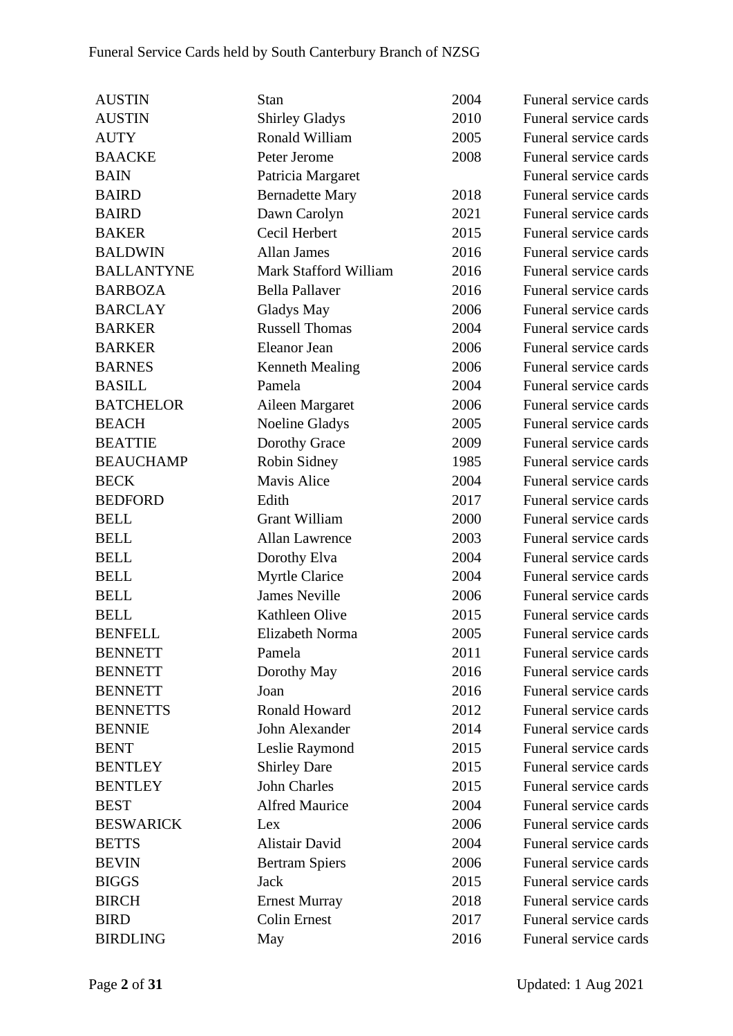| | | | |
|---|---|---|---|
| AUSTIN | Stan | 2004 | Funeral service cards |
| AUSTIN | Shirley Gladys | 2010 | Funeral service cards |
| AUTY | Ronald William | 2005 | Funeral service cards |
| BAACKE | Peter Jerome | 2008 | Funeral service cards |
| BAIN | Patricia Margaret | | Funeral service cards |
| BAIRD | Bernadette Mary | 2018 | Funeral service cards |
| BAIRD | Dawn Carolyn | 2021 | Funeral service cards |
| BAKER | Cecil Herbert | 2015 | Funeral service cards |
| BALDWIN | Allan James | 2016 | Funeral service cards |
| BALLANTYNE | Mark Stafford William | 2016 | Funeral service cards |
| BARBOZA | Bella Pallaver | 2016 | Funeral service cards |
| BARCLAY | Gladys May | 2006 | Funeral service cards |
| BARKER | Russell Thomas | 2004 | Funeral service cards |
| BARKER | Eleanor Jean | 2006 | Funeral service cards |
| BARNES | Kenneth Mealing | 2006 | Funeral service cards |
| BASILL | Pamela | 2004 | Funeral service cards |
| BATCHELOR | Aileen Margaret | 2006 | Funeral service cards |
| BEACH | Noeline Gladys | 2005 | Funeral service cards |
| BEATTIE | Dorothy Grace | 2009 | Funeral service cards |
| BEAUCHAMP | Robin Sidney | 1985 | Funeral service cards |
| BECK | Mavis Alice | 2004 | Funeral service cards |
| BEDFORD | Edith | 2017 | Funeral service cards |
| BELL | Grant William | 2000 | Funeral service cards |
| BELL | Allan Lawrence | 2003 | Funeral service cards |
| BELL | Dorothy Elva | 2004 | Funeral service cards |
| BELL | Myrtle Clarice | 2004 | Funeral service cards |
| BELL | James Neville | 2006 | Funeral service cards |
| BELL | Kathleen Olive | 2015 | Funeral service cards |
| BENFELL | Elizabeth Norma | 2005 | Funeral service cards |
| BENNETT | Pamela | 2011 | Funeral service cards |
| BENNETT | Dorothy May | 2016 | Funeral service cards |
| BENNETT | Joan | 2016 | Funeral service cards |
| BENNETTS | Ronald Howard | 2012 | Funeral service cards |
| BENNIE | John Alexander | 2014 | Funeral service cards |
| BENT | Leslie Raymond | 2015 | Funeral service cards |
| BENTLEY | Shirley Dare | 2015 | Funeral service cards |
| BENTLEY | John Charles | 2015 | Funeral service cards |
| BEST | Alfred Maurice | 2004 | Funeral service cards |
| BESWARICK | Lex | 2006 | Funeral service cards |
| BETTS | Alistair David | 2004 | Funeral service cards |
| BEVIN | Bertram Spiers | 2006 | Funeral service cards |
| BIGGS | Jack | 2015 | Funeral service cards |
| BIRCH | Ernest Murray | 2018 | Funeral service cards |
| BIRD | Colin Ernest | 2017 | Funeral service cards |
| BIRDLING | May | 2016 | Funeral service cards |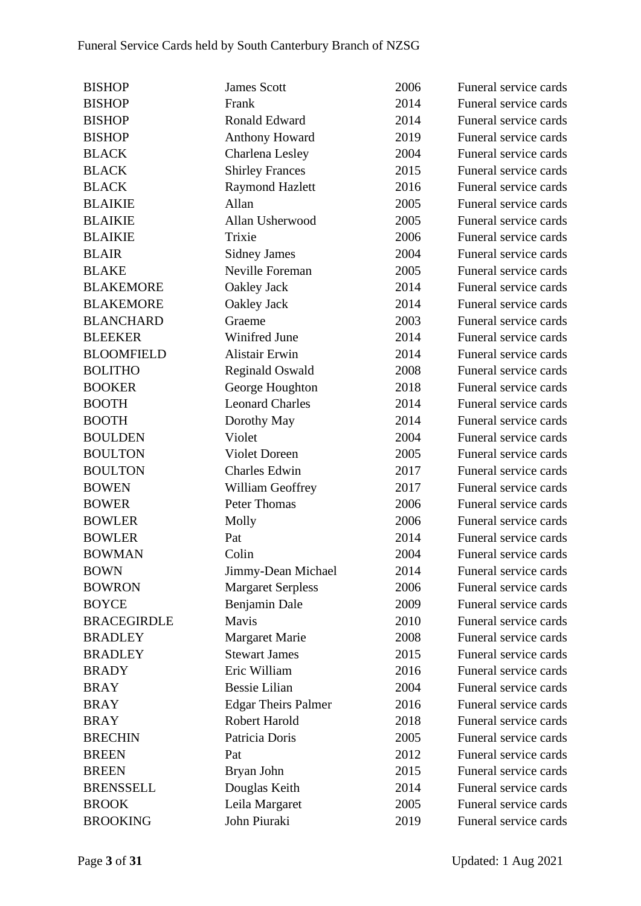| BISHOP | James Scott | 2006 | Funeral service cards |
|---|---|---|---|
| BISHOP | Frank | 2014 | Funeral service cards |
| BISHOP | Ronald Edward | 2014 | Funeral service cards |
| BISHOP | Anthony Howard | 2019 | Funeral service cards |
| BLACK | Charlena Lesley | 2004 | Funeral service cards |
| BLACK | Shirley Frances | 2015 | Funeral service cards |
| BLACK | Raymond Hazlett | 2016 | Funeral service cards |
| BLAIKIE | Allan | 2005 | Funeral service cards |
| BLAIKIE | Allan Usherwood | 2005 | Funeral service cards |
| BLAIKIE | Trixie | 2006 | Funeral service cards |
| BLAIR | Sidney James | 2004 | Funeral service cards |
| BLAKE | Neville Foreman | 2005 | Funeral service cards |
| BLAKEMORE | Oakley Jack | 2014 | Funeral service cards |
| BLAKEMORE | Oakley Jack | 2014 | Funeral service cards |
| BLANCHARD | Graeme | 2003 | Funeral service cards |
| BLEEKER | Winifred June | 2014 | Funeral service cards |
| BLOOMFIELD | Alistair Erwin | 2014 | Funeral service cards |
| BOLITHO | Reginald Oswald | 2008 | Funeral service cards |
| BOOKER | George Houghton | 2018 | Funeral service cards |
| BOOTH | Leonard Charles | 2014 | Funeral service cards |
| BOOTH | Dorothy May | 2014 | Funeral service cards |
| BOULDEN | Violet | 2004 | Funeral service cards |
| BOULTON | Violet Doreen | 2005 | Funeral service cards |
| BOULTON | Charles Edwin | 2017 | Funeral service cards |
| BOWEN | William Geoffrey | 2017 | Funeral service cards |
| BOWER | Peter Thomas | 2006 | Funeral service cards |
| BOWLER | Molly | 2006 | Funeral service cards |
| BOWLER | Pat | 2014 | Funeral service cards |
| BOWMAN | Colin | 2004 | Funeral service cards |
| BOWN | Jimmy-Dean Michael | 2014 | Funeral service cards |
| BOWRON | Margaret Serpless | 2006 | Funeral service cards |
| BOYCE | Benjamin Dale | 2009 | Funeral service cards |
| BRACEGIRDLE | Mavis | 2010 | Funeral service cards |
| BRADLEY | Margaret Marie | 2008 | Funeral service cards |
| BRADLEY | Stewart James | 2015 | Funeral service cards |
| BRADY | Eric William | 2016 | Funeral service cards |
| BRAY | Bessie Lilian | 2004 | Funeral service cards |
| BRAY | Edgar Theirs Palmer | 2016 | Funeral service cards |
| BRAY | Robert Harold | 2018 | Funeral service cards |
| BRECHIN | Patricia Doris | 2005 | Funeral service cards |
| BREEN | Pat | 2012 | Funeral service cards |
| BREEN | Bryan John | 2015 | Funeral service cards |
| BRENSSELL | Douglas Keith | 2014 | Funeral service cards |
| BROOK | Leila Margaret | 2005 | Funeral service cards |
| BROOKING | John Piuraki | 2019 | Funeral service cards |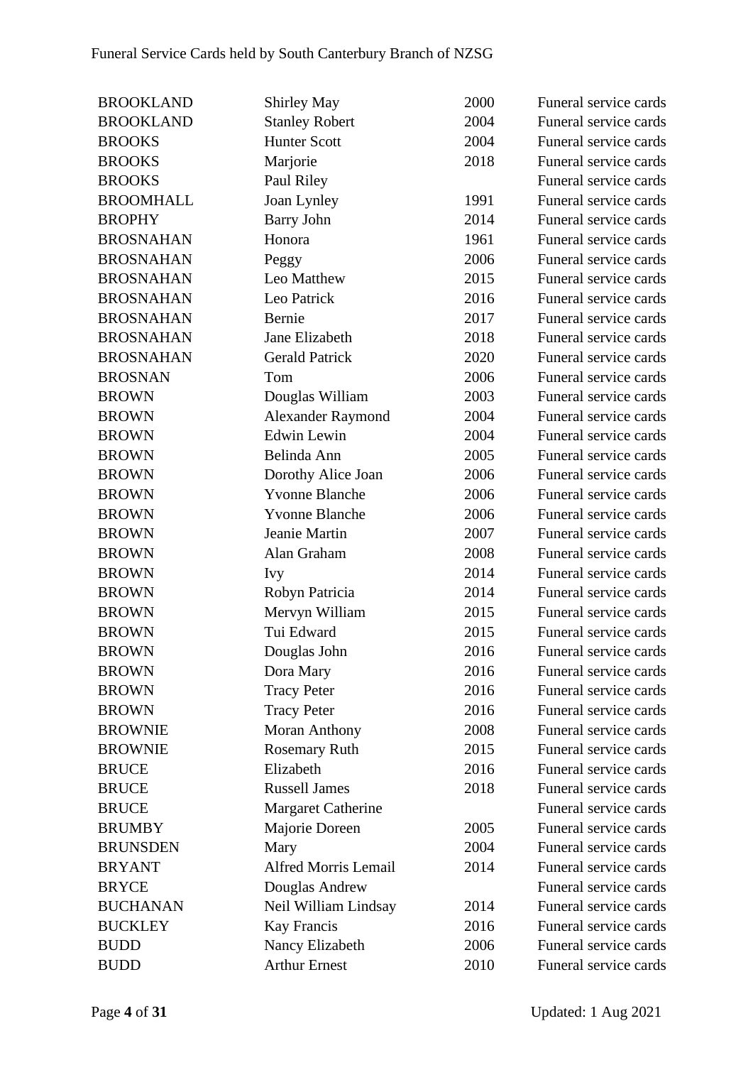| | | | |
|---|---|---|---|
| BROOKLAND | Shirley May | 2000 | Funeral service cards |
| BROOKLAND | Stanley Robert | 2004 | Funeral service cards |
| BROOKS | Hunter Scott | 2004 | Funeral service cards |
| BROOKS | Marjorie | 2018 | Funeral service cards |
| BROOKS | Paul Riley | | Funeral service cards |
| BROOMHALL | Joan Lynley | 1991 | Funeral service cards |
| BROPHY | Barry John | 2014 | Funeral service cards |
| BROSNAHAN | Honora | 1961 | Funeral service cards |
| BROSNAHAN | Peggy | 2006 | Funeral service cards |
| BROSNAHAN | Leo Matthew | 2015 | Funeral service cards |
| BROSNAHAN | Leo Patrick | 2016 | Funeral service cards |
| BROSNAHAN | Bernie | 2017 | Funeral service cards |
| BROSNAHAN | Jane Elizabeth | 2018 | Funeral service cards |
| BROSNAHAN | Gerald Patrick | 2020 | Funeral service cards |
| BROSNAN | Tom | 2006 | Funeral service cards |
| BROWN | Douglas William | 2003 | Funeral service cards |
| BROWN | Alexander Raymond | 2004 | Funeral service cards |
| BROWN | Edwin Lewin | 2004 | Funeral service cards |
| BROWN | Belinda Ann | 2005 | Funeral service cards |
| BROWN | Dorothy Alice Joan | 2006 | Funeral service cards |
| BROWN | Yvonne Blanche | 2006 | Funeral service cards |
| BROWN | Yvonne Blanche | 2006 | Funeral service cards |
| BROWN | Jeanie Martin | 2007 | Funeral service cards |
| BROWN | Alan Graham | 2008 | Funeral service cards |
| BROWN | Ivy | 2014 | Funeral service cards |
| BROWN | Robyn Patricia | 2014 | Funeral service cards |
| BROWN | Mervyn William | 2015 | Funeral service cards |
| BROWN | Tui Edward | 2015 | Funeral service cards |
| BROWN | Douglas John | 2016 | Funeral service cards |
| BROWN | Dora Mary | 2016 | Funeral service cards |
| BROWN | Tracy Peter | 2016 | Funeral service cards |
| BROWN | Tracy Peter | 2016 | Funeral service cards |
| BROWNIE | Moran Anthony | 2008 | Funeral service cards |
| BROWNIE | Rosemary Ruth | 2015 | Funeral service cards |
| BRUCE | Elizabeth | 2016 | Funeral service cards |
| BRUCE | Russell James | 2018 | Funeral service cards |
| BRUCE | Margaret Catherine | | Funeral service cards |
| BRUMBY | Majorie Doreen | 2005 | Funeral service cards |
| BRUNSDEN | Mary | 2004 | Funeral service cards |
| BRYANT | Alfred Morris Lemail | 2014 | Funeral service cards |
| BRYCE | Douglas Andrew | | Funeral service cards |
| BUCHANAN | Neil William Lindsay | 2014 | Funeral service cards |
| BUCKLEY | Kay Francis | 2016 | Funeral service cards |
| BUDD | Nancy Elizabeth | 2006 | Funeral service cards |
| BUDD | Arthur Ernest | 2010 | Funeral service cards |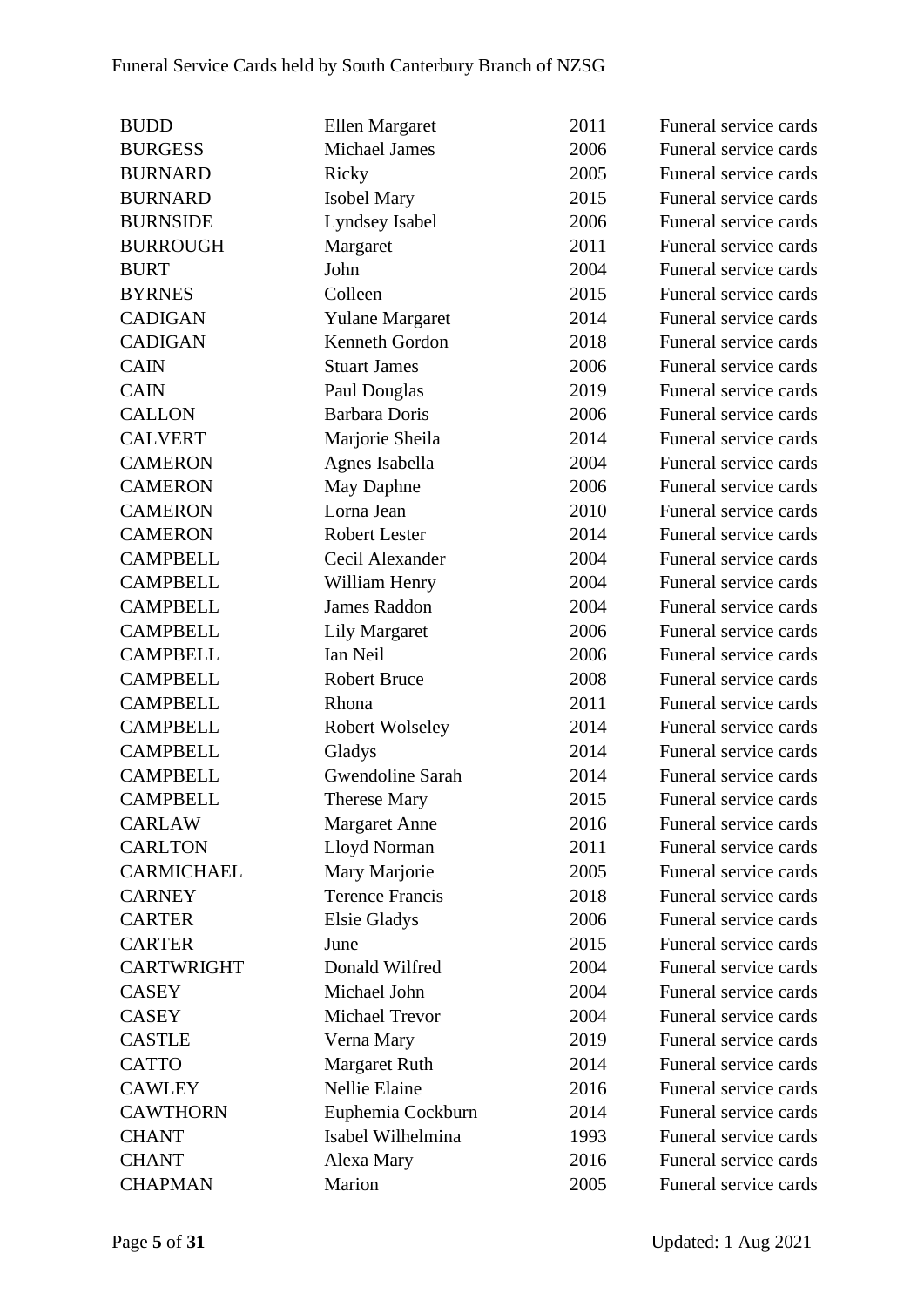| BUDD | Ellen Margaret | 2011 | Funeral service cards |
|---|---|---|---|
| BURGESS | Michael James | 2006 | Funeral service cards |
| BURNARD | Ricky | 2005 | Funeral service cards |
| BURNARD | Isobel Mary | 2015 | Funeral service cards |
| BURNSIDE | Lyndsey Isabel | 2006 | Funeral service cards |
| BURROUGH | Margaret | 2011 | Funeral service cards |
| BURT | John | 2004 | Funeral service cards |
| BYRNES | Colleen | 2015 | Funeral service cards |
| CADIGAN | Yulane Margaret | 2014 | Funeral service cards |
| CADIGAN | Kenneth Gordon | 2018 | Funeral service cards |
| CAIN | Stuart James | 2006 | Funeral service cards |
| CAIN | Paul Douglas | 2019 | Funeral service cards |
| CALLON | Barbara Doris | 2006 | Funeral service cards |
| CALVERT | Marjorie Sheila | 2014 | Funeral service cards |
| CAMERON | Agnes Isabella | 2004 | Funeral service cards |
| CAMERON | May Daphne | 2006 | Funeral service cards |
| CAMERON | Lorna Jean | 2010 | Funeral service cards |
| CAMERON | Robert Lester | 2014 | Funeral service cards |
| CAMPBELL | Cecil Alexander | 2004 | Funeral service cards |
| CAMPBELL | William Henry | 2004 | Funeral service cards |
| CAMPBELL | James Raddon | 2004 | Funeral service cards |
| CAMPBELL | Lily Margaret | 2006 | Funeral service cards |
| CAMPBELL | Ian Neil | 2006 | Funeral service cards |
| CAMPBELL | Robert Bruce | 2008 | Funeral service cards |
| CAMPBELL | Rhona | 2011 | Funeral service cards |
| CAMPBELL | Robert Wolseley | 2014 | Funeral service cards |
| CAMPBELL | Gladys | 2014 | Funeral service cards |
| CAMPBELL | Gwendoline Sarah | 2014 | Funeral service cards |
| CAMPBELL | Therese Mary | 2015 | Funeral service cards |
| CARLAW | Margaret Anne | 2016 | Funeral service cards |
| CARLTON | Lloyd Norman | 2011 | Funeral service cards |
| CARMICHAEL | Mary Marjorie | 2005 | Funeral service cards |
| CARNEY | Terence Francis | 2018 | Funeral service cards |
| CARTER | Elsie Gladys | 2006 | Funeral service cards |
| CARTER | June | 2015 | Funeral service cards |
| CARTWRIGHT | Donald Wilfred | 2004 | Funeral service cards |
| CASEY | Michael John | 2004 | Funeral service cards |
| CASEY | Michael Trevor | 2004 | Funeral service cards |
| CASTLE | Verna Mary | 2019 | Funeral service cards |
| CATTO | Margaret Ruth | 2014 | Funeral service cards |
| CAWLEY | Nellie Elaine | 2016 | Funeral service cards |
| CAWTHORN | Euphemia Cockburn | 2014 | Funeral service cards |
| CHANT | Isabel Wilhelmina | 1993 | Funeral service cards |
| CHANT | Alexa Mary | 2016 | Funeral service cards |
| CHAPMAN | Marion | 2005 | Funeral service cards |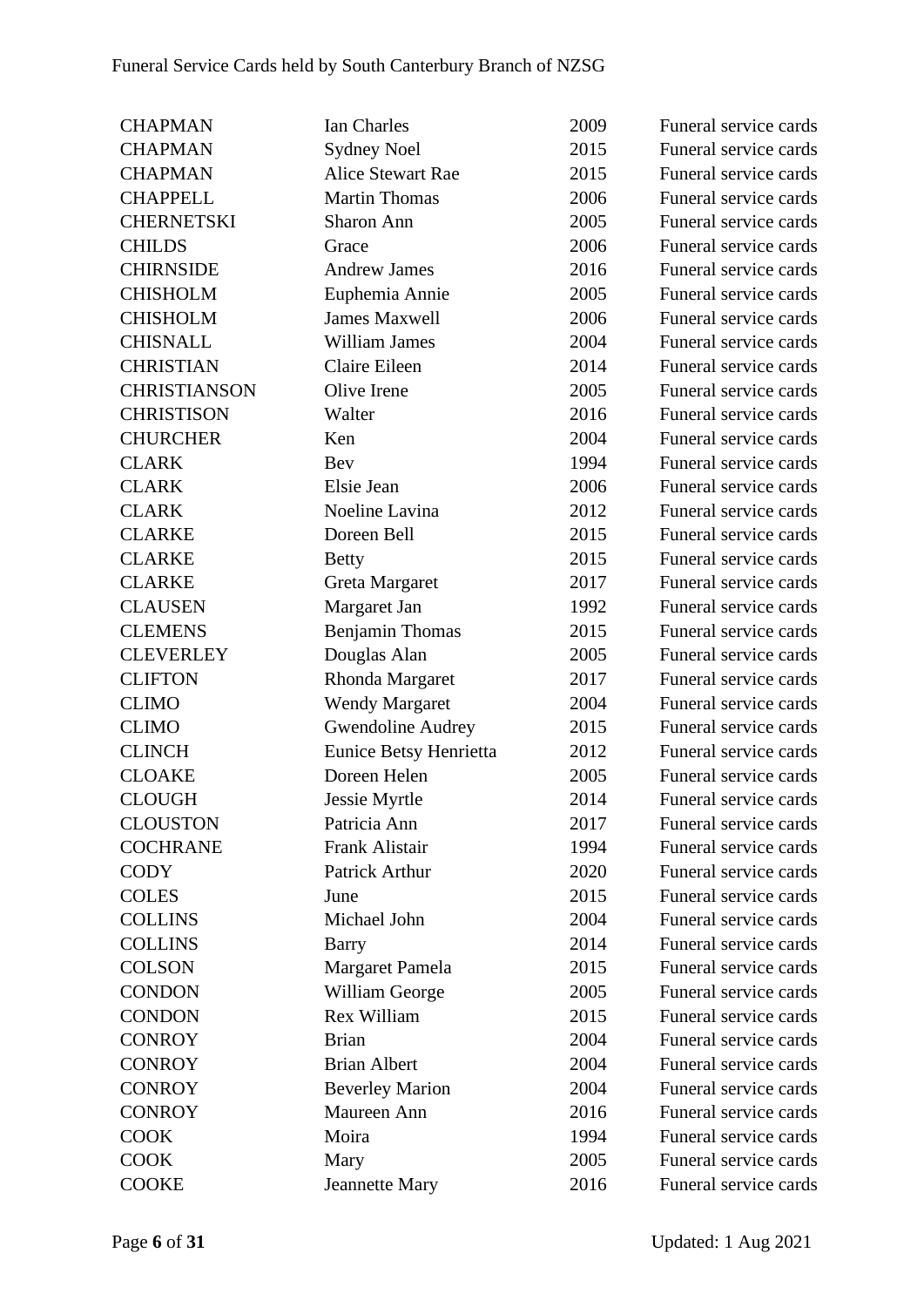| | | | |
|---|---|---|---|
| CHAPMAN | Ian Charles | 2009 | Funeral service cards |
| CHAPMAN | Sydney Noel | 2015 | Funeral service cards |
| CHAPMAN | Alice Stewart Rae | 2015 | Funeral service cards |
| CHAPPELL | Martin Thomas | 2006 | Funeral service cards |
| CHERNETSKI | Sharon Ann | 2005 | Funeral service cards |
| CHILDS | Grace | 2006 | Funeral service cards |
| CHIRNSIDE | Andrew James | 2016 | Funeral service cards |
| CHISHOLM | Euphemia Annie | 2005 | Funeral service cards |
| CHISHOLM | James Maxwell | 2006 | Funeral service cards |
| CHISNALL | William James | 2004 | Funeral service cards |
| CHRISTIAN | Claire Eileen | 2014 | Funeral service cards |
| CHRISTIANSON | Olive Irene | 2005 | Funeral service cards |
| CHRISTISON | Walter | 2016 | Funeral service cards |
| CHURCHER | Ken | 2004 | Funeral service cards |
| CLARK | Bev | 1994 | Funeral service cards |
| CLARK | Elsie Jean | 2006 | Funeral service cards |
| CLARK | Noeline Lavina | 2012 | Funeral service cards |
| CLARKE | Doreen Bell | 2015 | Funeral service cards |
| CLARKE | Betty | 2015 | Funeral service cards |
| CLARKE | Greta Margaret | 2017 | Funeral service cards |
| CLAUSEN | Margaret Jan | 1992 | Funeral service cards |
| CLEMENS | Benjamin Thomas | 2015 | Funeral service cards |
| CLEVERLEY | Douglas Alan | 2005 | Funeral service cards |
| CLIFTON | Rhonda Margaret | 2017 | Funeral service cards |
| CLIMO | Wendy Margaret | 2004 | Funeral service cards |
| CLIMO | Gwendoline Audrey | 2015 | Funeral service cards |
| CLINCH | Eunice Betsy Henrietta | 2012 | Funeral service cards |
| CLOAKE | Doreen Helen | 2005 | Funeral service cards |
| CLOUGH | Jessie Myrtle | 2014 | Funeral service cards |
| CLOUSTON | Patricia Ann | 2017 | Funeral service cards |
| COCHRANE | Frank Alistair | 1994 | Funeral service cards |
| CODY | Patrick Arthur | 2020 | Funeral service cards |
| COLES | June | 2015 | Funeral service cards |
| COLLINS | Michael John | 2004 | Funeral service cards |
| COLLINS | Barry | 2014 | Funeral service cards |
| COLSON | Margaret Pamela | 2015 | Funeral service cards |
| CONDON | William George | 2005 | Funeral service cards |
| CONDON | Rex William | 2015 | Funeral service cards |
| CONROY | Brian | 2004 | Funeral service cards |
| CONROY | Brian Albert | 2004 | Funeral service cards |
| CONROY | Beverley Marion | 2004 | Funeral service cards |
| CONROY | Maureen Ann | 2016 | Funeral service cards |
| COOK | Moira | 1994 | Funeral service cards |
| COOK | Mary | 2005 | Funeral service cards |
| COOKE | Jeannette Mary | 2016 | Funeral service cards |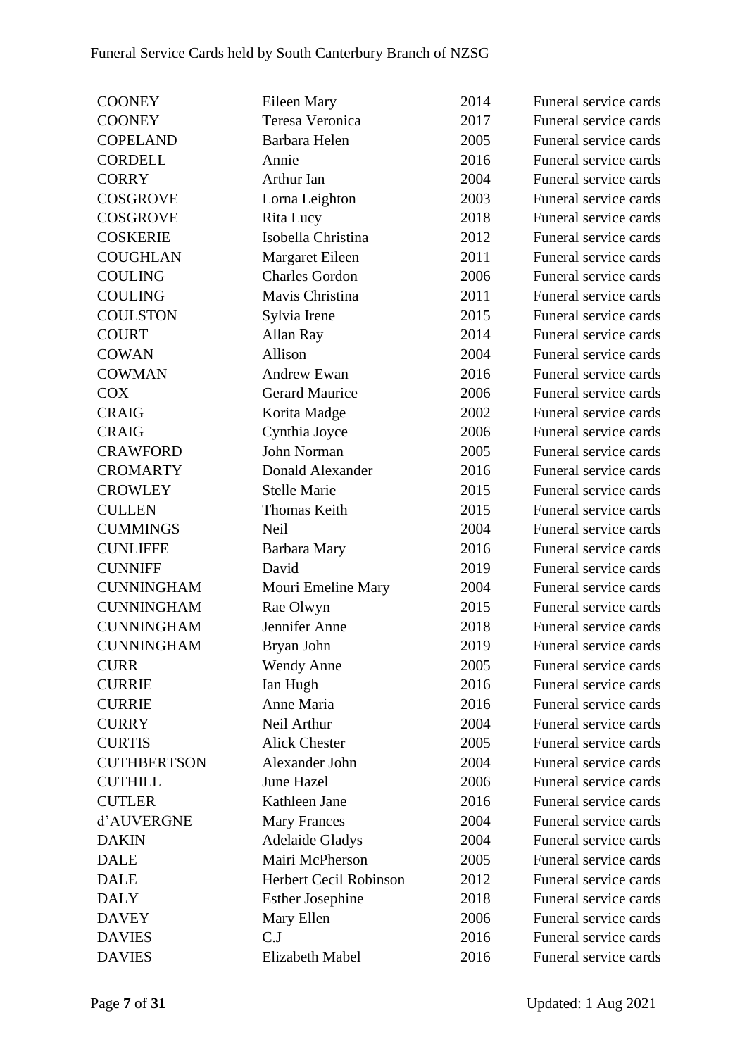| COONEY | Eileen Mary | 2014 | Funeral service cards |
|---|---|---|---|
| COONEY | Teresa Veronica | 2017 | Funeral service cards |
| COPELAND | Barbara Helen | 2005 | Funeral service cards |
| CORDELL | Annie | 2016 | Funeral service cards |
| CORRY | Arthur Ian | 2004 | Funeral service cards |
| COSGROVE | Lorna Leighton | 2003 | Funeral service cards |
| COSGROVE | Rita Lucy | 2018 | Funeral service cards |
| COSKERIE | Isobella Christina | 2012 | Funeral service cards |
| COUGHLAN | Margaret Eileen | 2011 | Funeral service cards |
| COULING | Charles Gordon | 2006 | Funeral service cards |
| COULING | Mavis Christina | 2011 | Funeral service cards |
| COULSTON | Sylvia Irene | 2015 | Funeral service cards |
| COURT | Allan Ray | 2014 | Funeral service cards |
| COWAN | Allison | 2004 | Funeral service cards |
| COWMAN | Andrew Ewan | 2016 | Funeral service cards |
| COX | Gerard Maurice | 2006 | Funeral service cards |
| CRAIG | Korita Madge | 2002 | Funeral service cards |
| CRAIG | Cynthia Joyce | 2006 | Funeral service cards |
| CRAWFORD | John Norman | 2005 | Funeral service cards |
| CROMARTY | Donald Alexander | 2016 | Funeral service cards |
| CROWLEY | Stelle Marie | 2015 | Funeral service cards |
| CULLEN | Thomas Keith | 2015 | Funeral service cards |
| CUMMINGS | Neil | 2004 | Funeral service cards |
| CUNLIFFE | Barbara Mary | 2016 | Funeral service cards |
| CUNNIFF | David | 2019 | Funeral service cards |
| CUNNINGHAM | Mouri Emeline Mary | 2004 | Funeral service cards |
| CUNNINGHAM | Rae Olwyn | 2015 | Funeral service cards |
| CUNNINGHAM | Jennifer Anne | 2018 | Funeral service cards |
| CUNNINGHAM | Bryan John | 2019 | Funeral service cards |
| CURR | Wendy Anne | 2005 | Funeral service cards |
| CURRIE | Ian Hugh | 2016 | Funeral service cards |
| CURRIE | Anne Maria | 2016 | Funeral service cards |
| CURRY | Neil Arthur | 2004 | Funeral service cards |
| CURTIS | Alick Chester | 2005 | Funeral service cards |
| CUTHBERTSON | Alexander John | 2004 | Funeral service cards |
| CUTHILL | June Hazel | 2006 | Funeral service cards |
| CUTLER | Kathleen Jane | 2016 | Funeral service cards |
| d'AUVERGNE | Mary Frances | 2004 | Funeral service cards |
| DAKIN | Adelaide Gladys | 2004 | Funeral service cards |
| DALE | Mairi McPherson | 2005 | Funeral service cards |
| DALE | Herbert Cecil Robinson | 2012 | Funeral service cards |
| DALY | Esther Josephine | 2018 | Funeral service cards |
| DAVEY | Mary Ellen | 2006 | Funeral service cards |
| DAVIES | C.J | 2016 | Funeral service cards |
| DAVIES | Elizabeth Mabel | 2016 | Funeral service cards |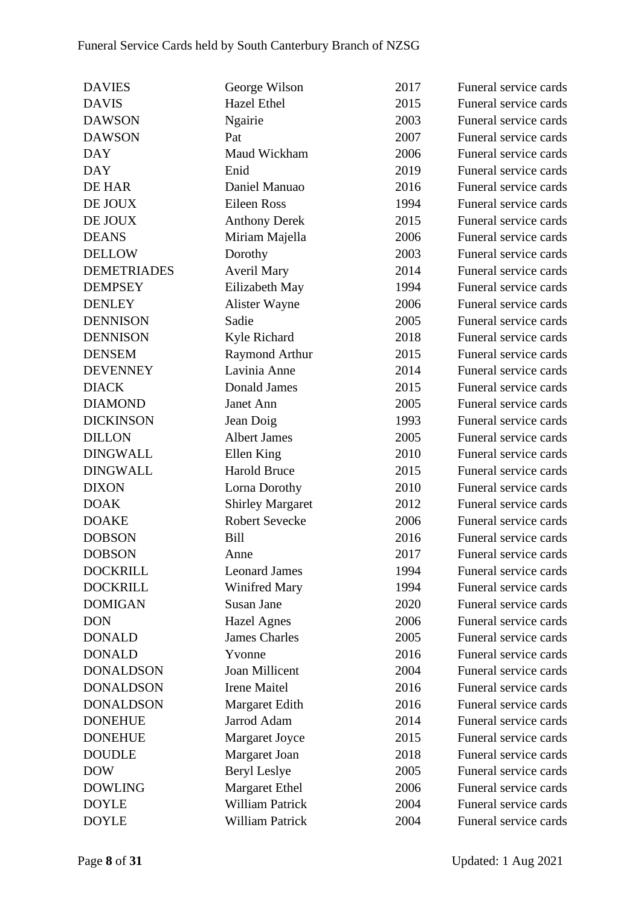| | | | |
|---|---|---|---|
| DAVIES | George Wilson | 2017 | Funeral service cards |
| DAVIS | Hazel Ethel | 2015 | Funeral service cards |
| DAWSON | Ngairie | 2003 | Funeral service cards |
| DAWSON | Pat | 2007 | Funeral service cards |
| DAY | Maud Wickham | 2006 | Funeral service cards |
| DAY | Enid | 2019 | Funeral service cards |
| DE HAR | Daniel Manuao | 2016 | Funeral service cards |
| DE JOUX | Eileen Ross | 1994 | Funeral service cards |
| DE JOUX | Anthony Derek | 2015 | Funeral service cards |
| DEANS | Miriam Majella | 2006 | Funeral service cards |
| DELLOW | Dorothy | 2003 | Funeral service cards |
| DEMETRIADES | Averil Mary | 2014 | Funeral service cards |
| DEMPSEY | Eilizabeth May | 1994 | Funeral service cards |
| DENLEY | Alister Wayne | 2006 | Funeral service cards |
| DENNISON | Sadie | 2005 | Funeral service cards |
| DENNISON | Kyle Richard | 2018 | Funeral service cards |
| DENSEM | Raymond Arthur | 2015 | Funeral service cards |
| DEVENNEY | Lavinia Anne | 2014 | Funeral service cards |
| DIACK | Donald James | 2015 | Funeral service cards |
| DIAMOND | Janet Ann | 2005 | Funeral service cards |
| DICKINSON | Jean Doig | 1993 | Funeral service cards |
| DILLON | Albert James | 2005 | Funeral service cards |
| DINGWALL | Ellen King | 2010 | Funeral service cards |
| DINGWALL | Harold Bruce | 2015 | Funeral service cards |
| DIXON | Lorna Dorothy | 2010 | Funeral service cards |
| DOAK | Shirley Margaret | 2012 | Funeral service cards |
| DOAKE | Robert Sevecke | 2006 | Funeral service cards |
| DOBSON | Bill | 2016 | Funeral service cards |
| DOBSON | Anne | 2017 | Funeral service cards |
| DOCKRILL | Leonard James | 1994 | Funeral service cards |
| DOCKRILL | Winifred Mary | 1994 | Funeral service cards |
| DOMIGAN | Susan Jane | 2020 | Funeral service cards |
| DON | Hazel Agnes | 2006 | Funeral service cards |
| DONALD | James Charles | 2005 | Funeral service cards |
| DONALD | Yvonne | 2016 | Funeral service cards |
| DONALDSON | Joan Millicent | 2004 | Funeral service cards |
| DONALDSON | Irene Maitel | 2016 | Funeral service cards |
| DONALDSON | Margaret Edith | 2016 | Funeral service cards |
| DONEHUE | Jarrod Adam | 2014 | Funeral service cards |
| DONEHUE | Margaret Joyce | 2015 | Funeral service cards |
| DOUDLE | Margaret Joan | 2018 | Funeral service cards |
| DOW | Beryl Leslye | 2005 | Funeral service cards |
| DOWLING | Margaret Ethel | 2006 | Funeral service cards |
| DOYLE | William Patrick | 2004 | Funeral service cards |
| DOYLE | William Patrick | 2004 | Funeral service cards |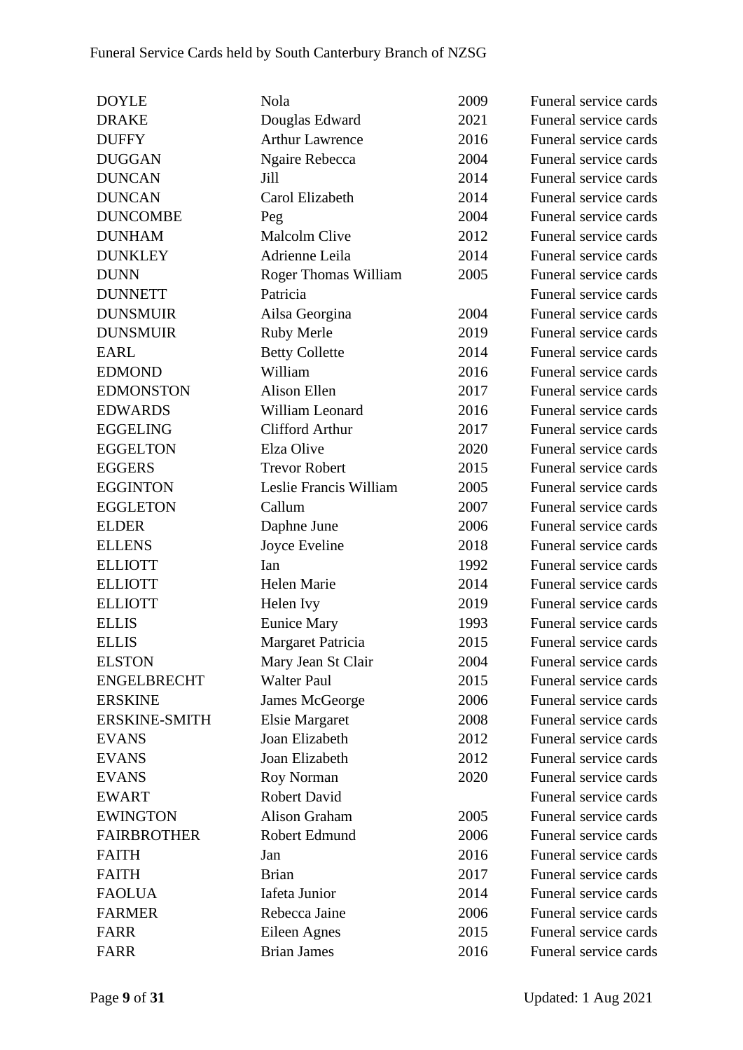| | | | |
|---|---|---|---|
| DOYLE | Nola | 2009 | Funeral service cards |
| DRAKE | Douglas Edward | 2021 | Funeral service cards |
| DUFFY | Arthur Lawrence | 2016 | Funeral service cards |
| DUGGAN | Ngaire Rebecca | 2004 | Funeral service cards |
| DUNCAN | Jill | 2014 | Funeral service cards |
| DUNCAN | Carol Elizabeth | 2014 | Funeral service cards |
| DUNCOMBE | Peg | 2004 | Funeral service cards |
| DUNHAM | Malcolm Clive | 2012 | Funeral service cards |
| DUNKLEY | Adrienne Leila | 2014 | Funeral service cards |
| DUNN | Roger Thomas William | 2005 | Funeral service cards |
| DUNNETT | Patricia | | Funeral service cards |
| DUNSMUIR | Ailsa Georgina | 2004 | Funeral service cards |
| DUNSMUIR | Ruby Merle | 2019 | Funeral service cards |
| EARL | Betty Collette | 2014 | Funeral service cards |
| EDMOND | William | 2016 | Funeral service cards |
| EDMONSTON | Alison Ellen | 2017 | Funeral service cards |
| EDWARDS | William Leonard | 2016 | Funeral service cards |
| EGGELING | Clifford Arthur | 2017 | Funeral service cards |
| EGGELTON | Elza Olive | 2020 | Funeral service cards |
| EGGERS | Trevor Robert | 2015 | Funeral service cards |
| EGGINTON | Leslie Francis William | 2005 | Funeral service cards |
| EGGLETON | Callum | 2007 | Funeral service cards |
| ELDER | Daphne June | 2006 | Funeral service cards |
| ELLENS | Joyce Eveline | 2018 | Funeral service cards |
| ELLIOTT | Ian | 1992 | Funeral service cards |
| ELLIOTT | Helen Marie | 2014 | Funeral service cards |
| ELLIOTT | Helen Ivy | 2019 | Funeral service cards |
| ELLIS | Eunice Mary | 1993 | Funeral service cards |
| ELLIS | Margaret Patricia | 2015 | Funeral service cards |
| ELSTON | Mary Jean St Clair | 2004 | Funeral service cards |
| ENGELBRECHT | Walter Paul | 2015 | Funeral service cards |
| ERSKINE | James McGeorge | 2006 | Funeral service cards |
| ERSKINE-SMITH | Elsie Margaret | 2008 | Funeral service cards |
| EVANS | Joan Elizabeth | 2012 | Funeral service cards |
| EVANS | Joan Elizabeth | 2012 | Funeral service cards |
| EVANS | Roy Norman | 2020 | Funeral service cards |
| EWART | Robert David | | Funeral service cards |
| EWINGTON | Alison Graham | 2005 | Funeral service cards |
| FAIRBROTHER | Robert Edmund | 2006 | Funeral service cards |
| FAITH | Jan | 2016 | Funeral service cards |
| FAITH | Brian | 2017 | Funeral service cards |
| FAOLUA | Iafeta Junior | 2014 | Funeral service cards |
| FARMER | Rebecca Jaine | 2006 | Funeral service cards |
| FARR | Eileen Agnes | 2015 | Funeral service cards |
| FARR | Brian James | 2016 | Funeral service cards |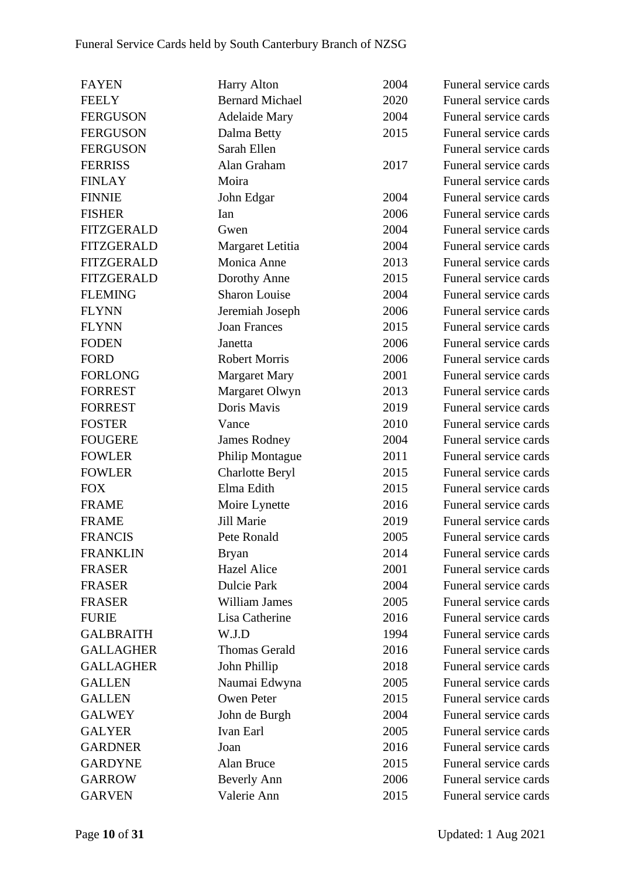| | | | |
|---|---|---|---|
| FAYEN | Harry Alton | 2004 | Funeral service cards |
| FEELY | Bernard Michael | 2020 | Funeral service cards |
| FERGUSON | Adelaide Mary | 2004 | Funeral service cards |
| FERGUSON | Dalma Betty | 2015 | Funeral service cards |
| FERGUSON | Sarah Ellen | | Funeral service cards |
| FERRISS | Alan Graham | 2017 | Funeral service cards |
| FINLAY | Moira | | Funeral service cards |
| FINNIE | John Edgar | 2004 | Funeral service cards |
| FISHER | Ian | 2006 | Funeral service cards |
| FITZGERALD | Gwen | 2004 | Funeral service cards |
| FITZGERALD | Margaret Letitia | 2004 | Funeral service cards |
| FITZGERALD | Monica Anne | 2013 | Funeral service cards |
| FITZGERALD | Dorothy Anne | 2015 | Funeral service cards |
| FLEMING | Sharon Louise | 2004 | Funeral service cards |
| FLYNN | Jeremiah Joseph | 2006 | Funeral service cards |
| FLYNN | Joan Frances | 2015 | Funeral service cards |
| FODEN | Janetta | 2006 | Funeral service cards |
| FORD | Robert Morris | 2006 | Funeral service cards |
| FORLONG | Margaret Mary | 2001 | Funeral service cards |
| FORREST | Margaret Olwyn | 2013 | Funeral service cards |
| FORREST | Doris Mavis | 2019 | Funeral service cards |
| FOSTER | Vance | 2010 | Funeral service cards |
| FOUGERE | James Rodney | 2004 | Funeral service cards |
| FOWLER | Philip Montague | 2011 | Funeral service cards |
| FOWLER | Charlotte Beryl | 2015 | Funeral service cards |
| FOX | Elma Edith | 2015 | Funeral service cards |
| FRAME | Moire Lynette | 2016 | Funeral service cards |
| FRAME | Jill Marie | 2019 | Funeral service cards |
| FRANCIS | Pete Ronald | 2005 | Funeral service cards |
| FRANKLIN | Bryan | 2014 | Funeral service cards |
| FRASER | Hazel Alice | 2001 | Funeral service cards |
| FRASER | Dulcie Park | 2004 | Funeral service cards |
| FRASER | William James | 2005 | Funeral service cards |
| FURIE | Lisa Catherine | 2016 | Funeral service cards |
| GALBRAITH | W.J.D | 1994 | Funeral service cards |
| GALLAGHER | Thomas Gerald | 2016 | Funeral service cards |
| GALLAGHER | John Phillip | 2018 | Funeral service cards |
| GALLEN | Naumai Edwyna | 2005 | Funeral service cards |
| GALLEN | Owen Peter | 2015 | Funeral service cards |
| GALWEY | John de Burgh | 2004 | Funeral service cards |
| GALYER | Ivan Earl | 2005 | Funeral service cards |
| GARDNER | Joan | 2016 | Funeral service cards |
| GARDYNE | Alan Bruce | 2015 | Funeral service cards |
| GARROW | Beverly Ann | 2006 | Funeral service cards |
| GARVEN | Valerie Ann | 2015 | Funeral service cards |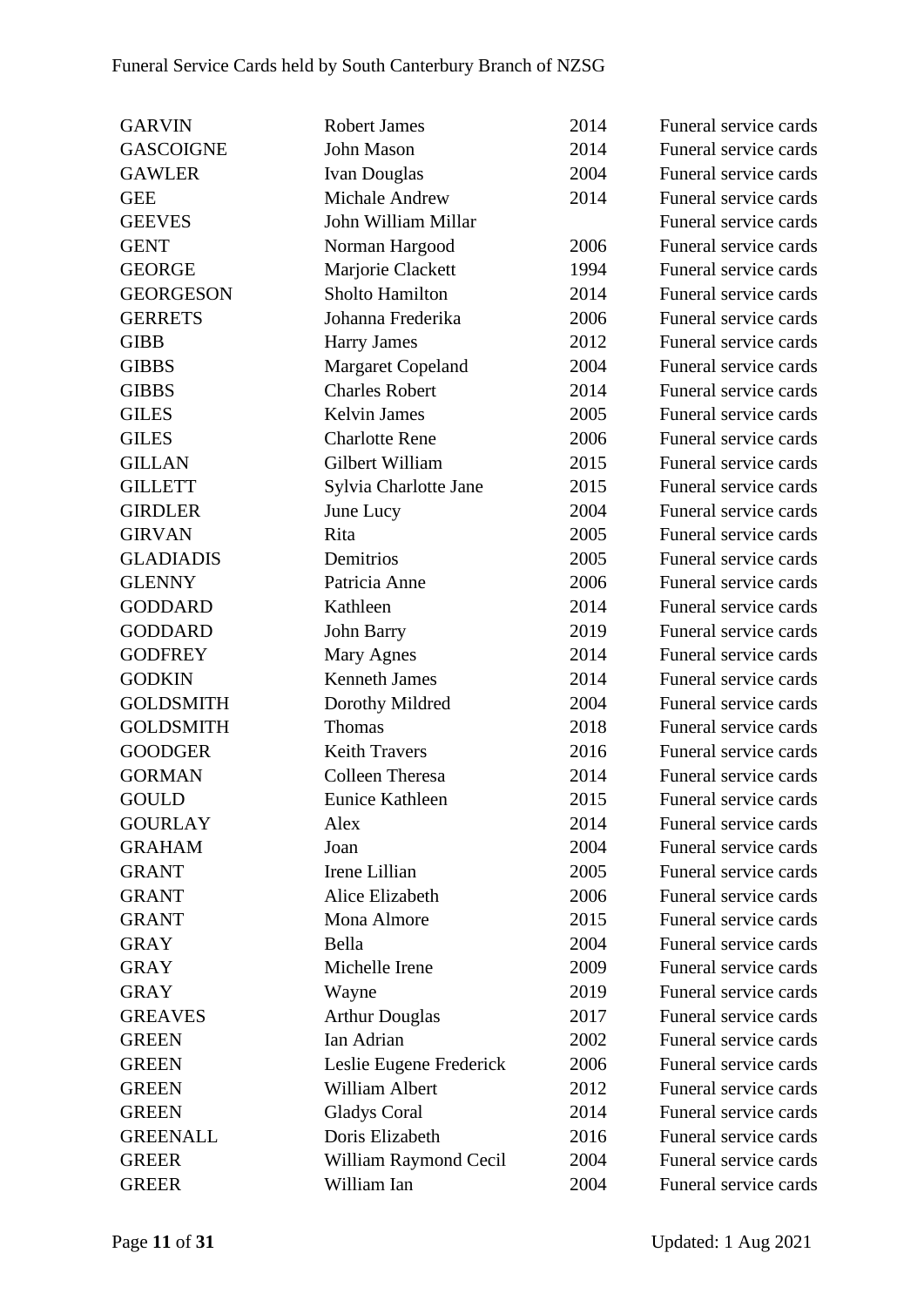| | | | |
|---|---|---|---|
| GARVIN | Robert James | 2014 | Funeral service cards |
| GASCOIGNE | John Mason | 2014 | Funeral service cards |
| GAWLER | Ivan Douglas | 2004 | Funeral service cards |
| GEE | Michale Andrew | 2014 | Funeral service cards |
| GEEVES | John William Millar | | Funeral service cards |
| GENT | Norman Hargood | 2006 | Funeral service cards |
| GEORGE | Marjorie Clackett | 1994 | Funeral service cards |
| GEORGESON | Sholto Hamilton | 2014 | Funeral service cards |
| GERRETS | Johanna Frederika | 2006 | Funeral service cards |
| GIBB | Harry James | 2012 | Funeral service cards |
| GIBBS | Margaret Copeland | 2004 | Funeral service cards |
| GIBBS | Charles Robert | 2014 | Funeral service cards |
| GILES | Kelvin James | 2005 | Funeral service cards |
| GILES | Charlotte Rene | 2006 | Funeral service cards |
| GILLAN | Gilbert William | 2015 | Funeral service cards |
| GILLETT | Sylvia Charlotte Jane | 2015 | Funeral service cards |
| GIRDLER | June Lucy | 2004 | Funeral service cards |
| GIRVAN | Rita | 2005 | Funeral service cards |
| GLADIADIS | Demitrios | 2005 | Funeral service cards |
| GLENNY | Patricia Anne | 2006 | Funeral service cards |
| GODDARD | Kathleen | 2014 | Funeral service cards |
| GODDARD | John Barry | 2019 | Funeral service cards |
| GODFREY | Mary Agnes | 2014 | Funeral service cards |
| GODKIN | Kenneth James | 2014 | Funeral service cards |
| GOLDSMITH | Dorothy Mildred | 2004 | Funeral service cards |
| GOLDSMITH | Thomas | 2018 | Funeral service cards |
| GOODGER | Keith Travers | 2016 | Funeral service cards |
| GORMAN | Colleen Theresa | 2014 | Funeral service cards |
| GOULD | Eunice Kathleen | 2015 | Funeral service cards |
| GOURLAY | Alex | 2014 | Funeral service cards |
| GRAHAM | Joan | 2004 | Funeral service cards |
| GRANT | Irene Lillian | 2005 | Funeral service cards |
| GRANT | Alice Elizabeth | 2006 | Funeral service cards |
| GRANT | Mona Almore | 2015 | Funeral service cards |
| GRAY | Bella | 2004 | Funeral service cards |
| GRAY | Michelle Irene | 2009 | Funeral service cards |
| GRAY | Wayne | 2019 | Funeral service cards |
| GREAVES | Arthur Douglas | 2017 | Funeral service cards |
| GREEN | Ian Adrian | 2002 | Funeral service cards |
| GREEN | Leslie Eugene Frederick | 2006 | Funeral service cards |
| GREEN | William Albert | 2012 | Funeral service cards |
| GREEN | Gladys Coral | 2014 | Funeral service cards |
| GREENALL | Doris Elizabeth | 2016 | Funeral service cards |
| GREER | William Raymond Cecil | 2004 | Funeral service cards |
| GREER | William Ian | 2004 | Funeral service cards |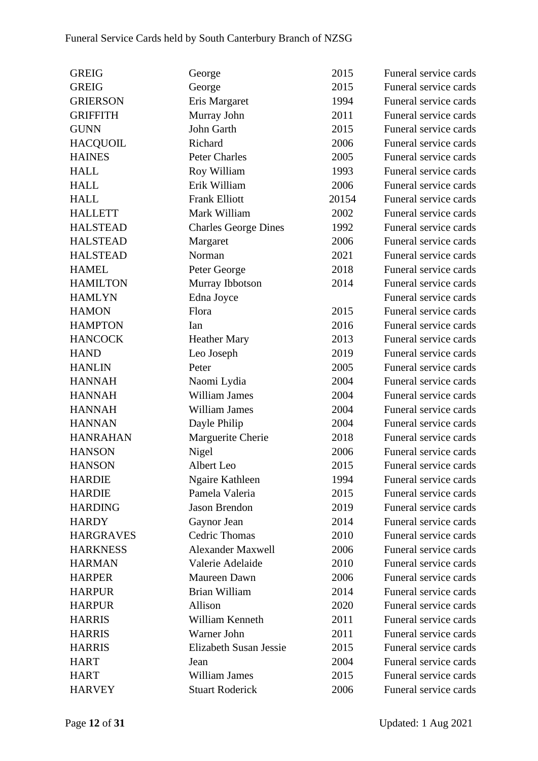| | | | |
|---|---|---|---|
| GREIG | George | 2015 | Funeral service cards |
| GREIG | George | 2015 | Funeral service cards |
| GRIERSON | Eris Margaret | 1994 | Funeral service cards |
| GRIFFITH | Murray John | 2011 | Funeral service cards |
| GUNN | John Garth | 2015 | Funeral service cards |
| HACQUOIL | Richard | 2006 | Funeral service cards |
| HAINES | Peter Charles | 2005 | Funeral service cards |
| HALL | Roy William | 1993 | Funeral service cards |
| HALL | Erik William | 2006 | Funeral service cards |
| HALL | Frank Elliott | 20154 | Funeral service cards |
| HALLETT | Mark William | 2002 | Funeral service cards |
| HALSTEAD | Charles George Dines | 1992 | Funeral service cards |
| HALSTEAD | Margaret | 2006 | Funeral service cards |
| HALSTEAD | Norman | 2021 | Funeral service cards |
| HAMEL | Peter George | 2018 | Funeral service cards |
| HAMILTON | Murray Ibbotson | 2014 | Funeral service cards |
| HAMLYN | Edna Joyce | | Funeral service cards |
| HAMON | Flora | 2015 | Funeral service cards |
| HAMPTON | Ian | 2016 | Funeral service cards |
| HANCOCK | Heather Mary | 2013 | Funeral service cards |
| HAND | Leo Joseph | 2019 | Funeral service cards |
| HANLIN | Peter | 2005 | Funeral service cards |
| HANNAH | Naomi Lydia | 2004 | Funeral service cards |
| HANNAH | William James | 2004 | Funeral service cards |
| HANNAH | William James | 2004 | Funeral service cards |
| HANNAN | Dayle Philip | 2004 | Funeral service cards |
| HANRAHAN | Marguerite Cherie | 2018 | Funeral service cards |
| HANSON | Nigel | 2006 | Funeral service cards |
| HANSON | Albert Leo | 2015 | Funeral service cards |
| HARDIE | Ngaire Kathleen | 1994 | Funeral service cards |
| HARDIE | Pamela Valeria | 2015 | Funeral service cards |
| HARDING | Jason Brendon | 2019 | Funeral service cards |
| HARDY | Gaynor Jean | 2014 | Funeral service cards |
| HARGRAVES | Cedric Thomas | 2010 | Funeral service cards |
| HARKNESS | Alexander Maxwell | 2006 | Funeral service cards |
| HARMAN | Valerie Adelaide | 2010 | Funeral service cards |
| HARPER | Maureen Dawn | 2006 | Funeral service cards |
| HARPUR | Brian William | 2014 | Funeral service cards |
| HARPUR | Allison | 2020 | Funeral service cards |
| HARRIS | William Kenneth | 2011 | Funeral service cards |
| HARRIS | Warner John | 2011 | Funeral service cards |
| HARRIS | Elizabeth Susan Jessie | 2015 | Funeral service cards |
| HART | Jean | 2004 | Funeral service cards |
| HART | William James | 2015 | Funeral service cards |
| HARVEY | Stuart Roderick | 2006 | Funeral service cards |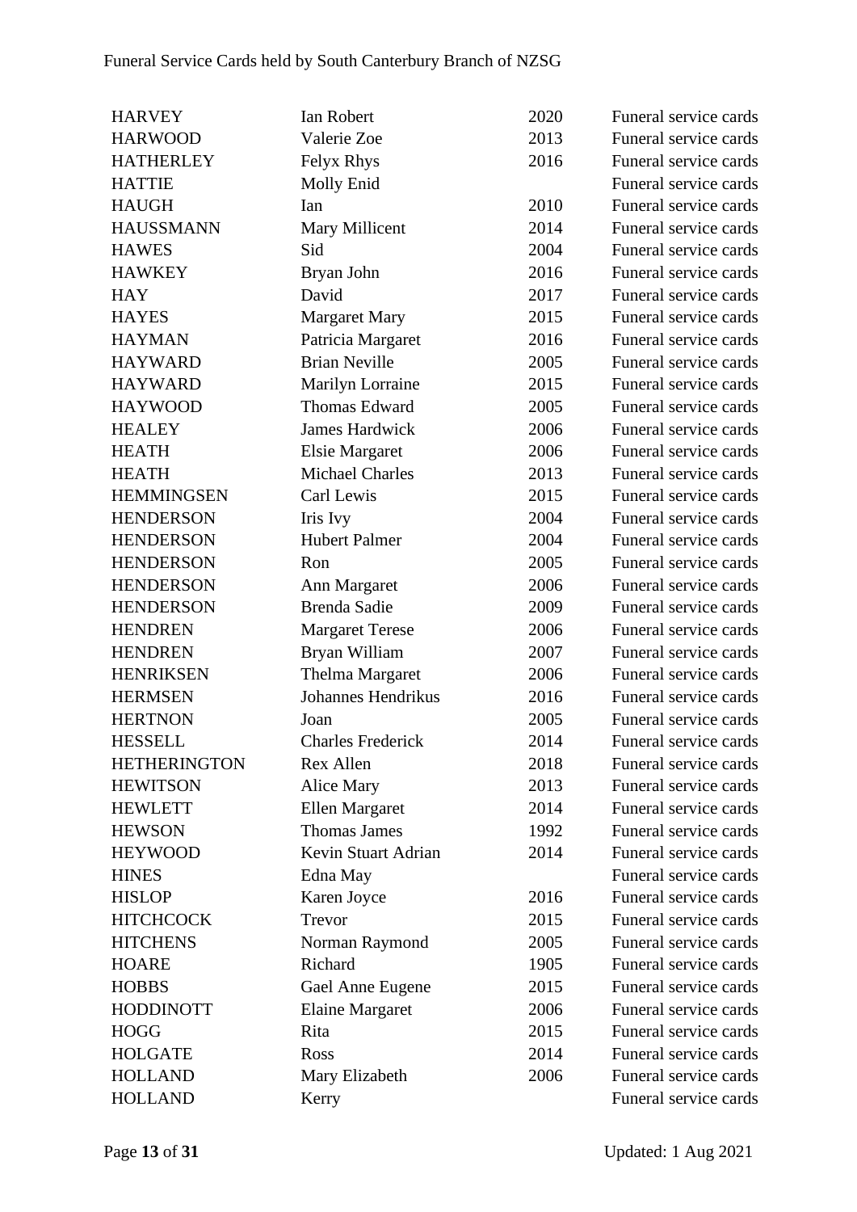| | | | |
|---|---|---|---|
| HARVEY | Ian Robert | 2020 | Funeral service cards |
| HARWOOD | Valerie Zoe | 2013 | Funeral service cards |
| HATHERLEY | Felyx Rhys | 2016 | Funeral service cards |
| HATTIE | Molly Enid | | Funeral service cards |
| HAUGH | Ian | 2010 | Funeral service cards |
| HAUSSMANN | Mary Millicent | 2014 | Funeral service cards |
| HAWES | Sid | 2004 | Funeral service cards |
| HAWKEY | Bryan John | 2016 | Funeral service cards |
| HAY | David | 2017 | Funeral service cards |
| HAYES | Margaret Mary | 2015 | Funeral service cards |
| HAYMAN | Patricia Margaret | 2016 | Funeral service cards |
| HAYWARD | Brian Neville | 2005 | Funeral service cards |
| HAYWARD | Marilyn Lorraine | 2015 | Funeral service cards |
| HAYWOOD | Thomas Edward | 2005 | Funeral service cards |
| HEALEY | James Hardwick | 2006 | Funeral service cards |
| HEATH | Elsie Margaret | 2006 | Funeral service cards |
| HEATH | Michael Charles | 2013 | Funeral service cards |
| HEMMINGSEN | Carl Lewis | 2015 | Funeral service cards |
| HENDERSON | Iris Ivy | 2004 | Funeral service cards |
| HENDERSON | Hubert Palmer | 2004 | Funeral service cards |
| HENDERSON | Ron | 2005 | Funeral service cards |
| HENDERSON | Ann Margaret | 2006 | Funeral service cards |
| HENDERSON | Brenda Sadie | 2009 | Funeral service cards |
| HENDREN | Margaret Terese | 2006 | Funeral service cards |
| HENDREN | Bryan William | 2007 | Funeral service cards |
| HENRIKSEN | Thelma Margaret | 2006 | Funeral service cards |
| HERMSEN | Johannes Hendrikus | 2016 | Funeral service cards |
| HERTNON | Joan | 2005 | Funeral service cards |
| HESSELL | Charles Frederick | 2014 | Funeral service cards |
| HETHERINGTON | Rex Allen | 2018 | Funeral service cards |
| HEWITSON | Alice Mary | 2013 | Funeral service cards |
| HEWLETT | Ellen Margaret | 2014 | Funeral service cards |
| HEWSON | Thomas James | 1992 | Funeral service cards |
| HEYWOOD | Kevin Stuart Adrian | 2014 | Funeral service cards |
| HINES | Edna May | | Funeral service cards |
| HISLOP | Karen Joyce | 2016 | Funeral service cards |
| HITCHCOCK | Trevor | 2015 | Funeral service cards |
| HITCHENS | Norman Raymond | 2005 | Funeral service cards |
| HOARE | Richard | 1905 | Funeral service cards |
| HOBBS | Gael Anne Eugene | 2015 | Funeral service cards |
| HODDINOTT | Elaine Margaret | 2006 | Funeral service cards |
| HOGG | Rita | 2015 | Funeral service cards |
| HOLGATE | Ross | 2014 | Funeral service cards |
| HOLLAND | Mary Elizabeth | 2006 | Funeral service cards |
| HOLLAND | Kerry | | Funeral service cards |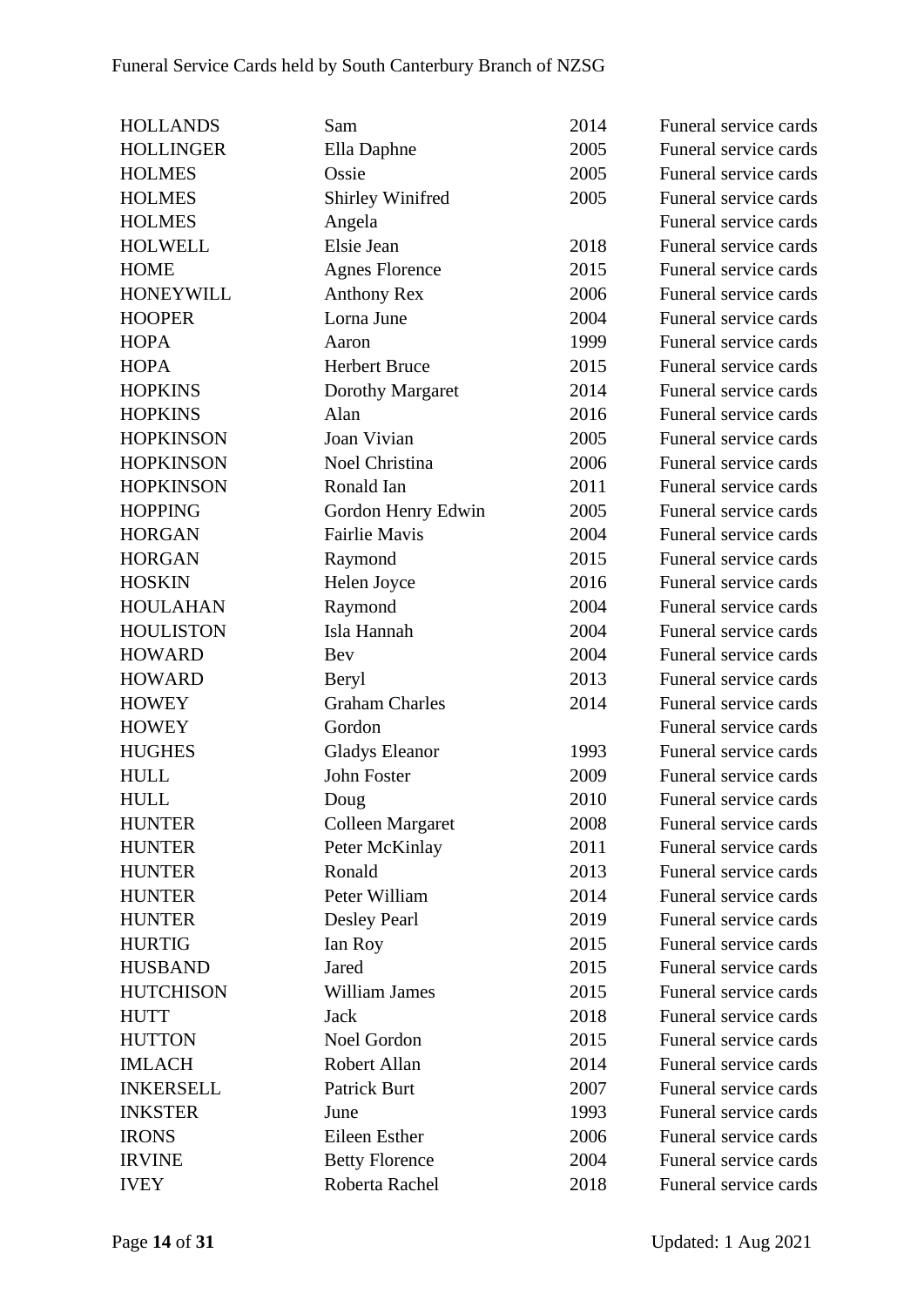| | | | |
|---|---|---|---|
| HOLLANDS | Sam | 2014 | Funeral service cards |
| HOLLINGER | Ella Daphne | 2005 | Funeral service cards |
| HOLMES | Ossie | 2005 | Funeral service cards |
| HOLMES | Shirley Winifred | 2005 | Funeral service cards |
| HOLMES | Angela | | Funeral service cards |
| HOLWELL | Elsie Jean | 2018 | Funeral service cards |
| HOME | Agnes Florence | 2015 | Funeral service cards |
| HONEYWILL | Anthony Rex | 2006 | Funeral service cards |
| HOOPER | Lorna June | 2004 | Funeral service cards |
| HOPA | Aaron | 1999 | Funeral service cards |
| HOPA | Herbert Bruce | 2015 | Funeral service cards |
| HOPKINS | Dorothy Margaret | 2014 | Funeral service cards |
| HOPKINS | Alan | 2016 | Funeral service cards |
| HOPKINSON | Joan Vivian | 2005 | Funeral service cards |
| HOPKINSON | Noel Christina | 2006 | Funeral service cards |
| HOPKINSON | Ronald Ian | 2011 | Funeral service cards |
| HOPPING | Gordon Henry Edwin | 2005 | Funeral service cards |
| HORGAN | Fairlie Mavis | 2004 | Funeral service cards |
| HORGAN | Raymond | 2015 | Funeral service cards |
| HOSKIN | Helen Joyce | 2016 | Funeral service cards |
| HOULAHAN | Raymond | 2004 | Funeral service cards |
| HOULISTON | Isla Hannah | 2004 | Funeral service cards |
| HOWARD | Bev | 2004 | Funeral service cards |
| HOWARD | Beryl | 2013 | Funeral service cards |
| HOWEY | Graham Charles | 2014 | Funeral service cards |
| HOWEY | Gordon | | Funeral service cards |
| HUGHES | Gladys Eleanor | 1993 | Funeral service cards |
| HULL | John Foster | 2009 | Funeral service cards |
| HULL | Doug | 2010 | Funeral service cards |
| HUNTER | Colleen Margaret | 2008 | Funeral service cards |
| HUNTER | Peter McKinlay | 2011 | Funeral service cards |
| HUNTER | Ronald | 2013 | Funeral service cards |
| HUNTER | Peter William | 2014 | Funeral service cards |
| HUNTER | Desley Pearl | 2019 | Funeral service cards |
| HURTIG | Ian Roy | 2015 | Funeral service cards |
| HUSBAND | Jared | 2015 | Funeral service cards |
| HUTCHISON | William James | 2015 | Funeral service cards |
| HUTT | Jack | 2018 | Funeral service cards |
| HUTTON | Noel Gordon | 2015 | Funeral service cards |
| IMLACH | Robert Allan | 2014 | Funeral service cards |
| INKERSELL | Patrick Burt | 2007 | Funeral service cards |
| INKSTER | June | 1993 | Funeral service cards |
| IRONS | Eileen Esther | 2006 | Funeral service cards |
| IRVINE | Betty Florence | 2004 | Funeral service cards |
| IVEY | Roberta Rachel | 2018 | Funeral service cards |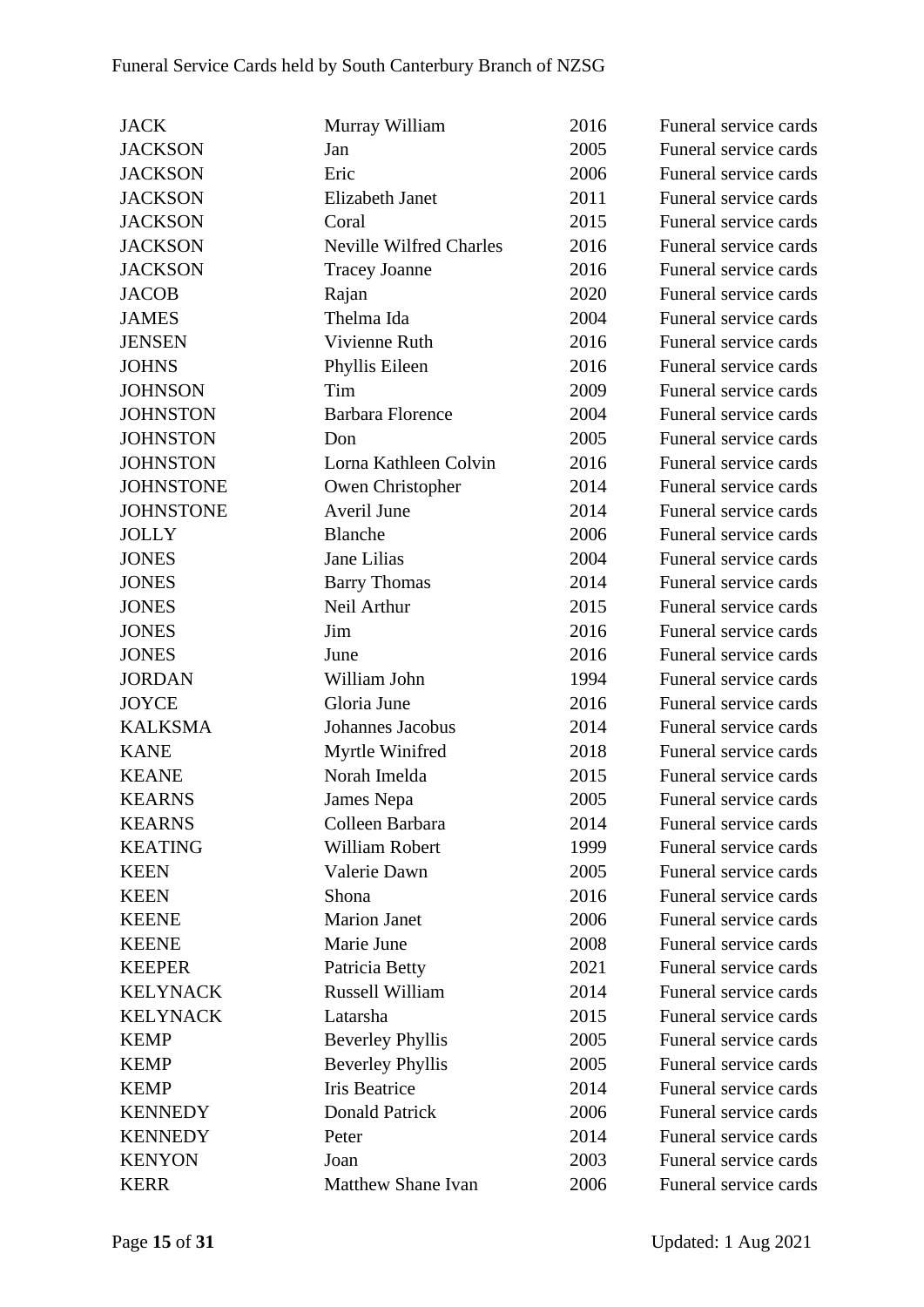| | | | |
|---|---|---|---|
| JACK | Murray William | 2016 | Funeral service cards |
| JACKSON | Jan | 2005 | Funeral service cards |
| JACKSON | Eric | 2006 | Funeral service cards |
| JACKSON | Elizabeth Janet | 2011 | Funeral service cards |
| JACKSON | Coral | 2015 | Funeral service cards |
| JACKSON | Neville Wilfred Charles | 2016 | Funeral service cards |
| JACKSON | Tracey Joanne | 2016 | Funeral service cards |
| JACOB | Rajan | 2020 | Funeral service cards |
| JAMES | Thelma Ida | 2004 | Funeral service cards |
| JENSEN | Vivienne Ruth | 2016 | Funeral service cards |
| JOHNS | Phyllis Eileen | 2016 | Funeral service cards |
| JOHNSON | Tim | 2009 | Funeral service cards |
| JOHNSTON | Barbara Florence | 2004 | Funeral service cards |
| JOHNSTON | Don | 2005 | Funeral service cards |
| JOHNSTON | Lorna Kathleen Colvin | 2016 | Funeral service cards |
| JOHNSTONE | Owen Christopher | 2014 | Funeral service cards |
| JOHNSTONE | Averil June | 2014 | Funeral service cards |
| JOLLY | Blanche | 2006 | Funeral service cards |
| JONES | Jane Lilias | 2004 | Funeral service cards |
| JONES | Barry Thomas | 2014 | Funeral service cards |
| JONES | Neil Arthur | 2015 | Funeral service cards |
| JONES | Jim | 2016 | Funeral service cards |
| JONES | June | 2016 | Funeral service cards |
| JORDAN | William John | 1994 | Funeral service cards |
| JOYCE | Gloria June | 2016 | Funeral service cards |
| KALKSMA | Johannes Jacobus | 2014 | Funeral service cards |
| KANE | Myrtle Winifred | 2018 | Funeral service cards |
| KEANE | Norah Imelda | 2015 | Funeral service cards |
| KEARNS | James Nepa | 2005 | Funeral service cards |
| KEARNS | Colleen Barbara | 2014 | Funeral service cards |
| KEATING | William Robert | 1999 | Funeral service cards |
| KEEN | Valerie Dawn | 2005 | Funeral service cards |
| KEEN | Shona | 2016 | Funeral service cards |
| KEENE | Marion Janet | 2006 | Funeral service cards |
| KEENE | Marie June | 2008 | Funeral service cards |
| KEEPER | Patricia Betty | 2021 | Funeral service cards |
| KELYNACK | Russell William | 2014 | Funeral service cards |
| KELYNACK | Latarsha | 2015 | Funeral service cards |
| KEMP | Beverley Phyllis | 2005 | Funeral service cards |
| KEMP | Beverley Phyllis | 2005 | Funeral service cards |
| KEMP | Iris Beatrice | 2014 | Funeral service cards |
| KENNEDY | Donald Patrick | 2006 | Funeral service cards |
| KENNEDY | Peter | 2014 | Funeral service cards |
| KENYON | Joan | 2003 | Funeral service cards |
| KERR | Matthew Shane Ivan | 2006 | Funeral service cards |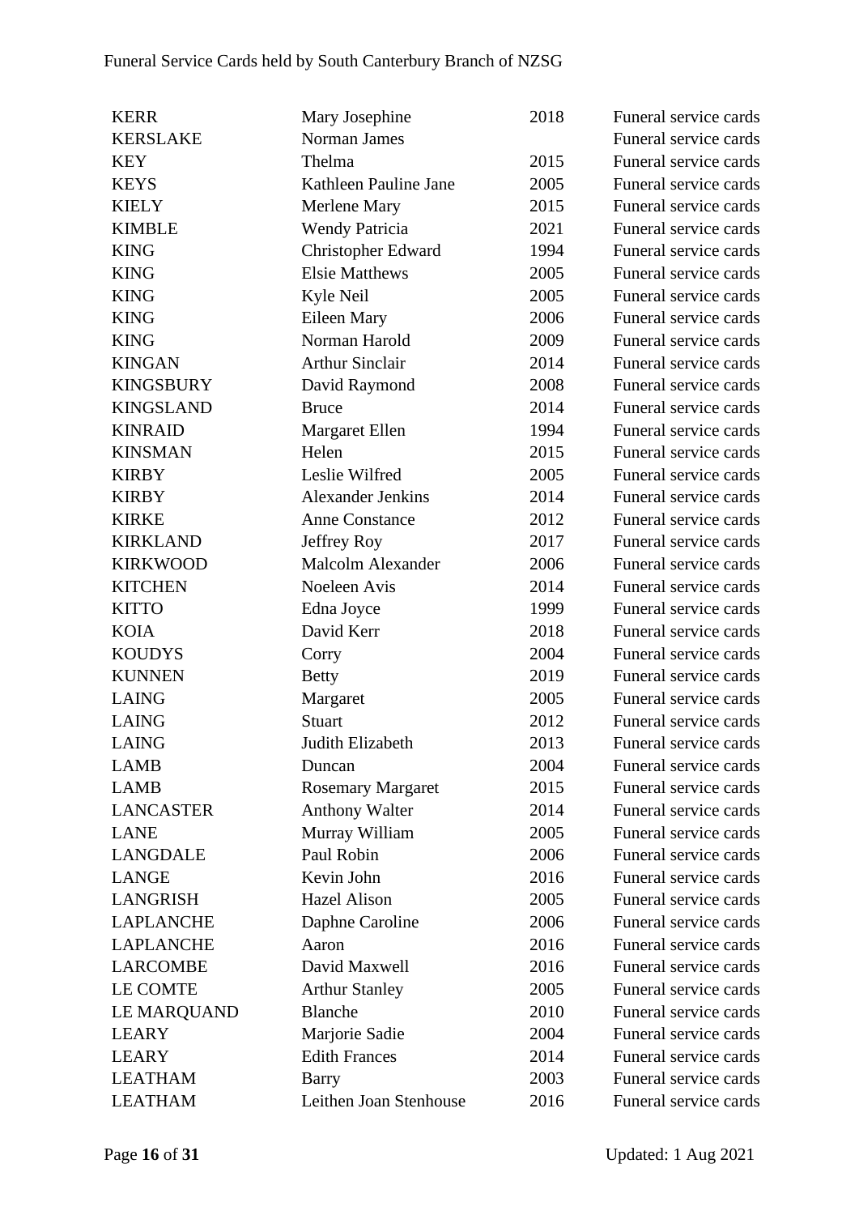| | | | |
|---|---|---|---|
| KERR | Mary Josephine | 2018 | Funeral service cards |
| KERSLAKE | Norman James | | Funeral service cards |
| KEY | Thelma | 2015 | Funeral service cards |
| KEYS | Kathleen Pauline Jane | 2005 | Funeral service cards |
| KIELY | Merlene Mary | 2015 | Funeral service cards |
| KIMBLE | Wendy Patricia | 2021 | Funeral service cards |
| KING | Christopher Edward | 1994 | Funeral service cards |
| KING | Elsie Matthews | 2005 | Funeral service cards |
| KING | Kyle Neil | 2005 | Funeral service cards |
| KING | Eileen Mary | 2006 | Funeral service cards |
| KING | Norman Harold | 2009 | Funeral service cards |
| KINGAN | Arthur Sinclair | 2014 | Funeral service cards |
| KINGSBURY | David Raymond | 2008 | Funeral service cards |
| KINGSLAND | Bruce | 2014 | Funeral service cards |
| KINRAID | Margaret Ellen | 1994 | Funeral service cards |
| KINSMAN | Helen | 2015 | Funeral service cards |
| KIRBY | Leslie Wilfred | 2005 | Funeral service cards |
| KIRBY | Alexander Jenkins | 2014 | Funeral service cards |
| KIRKE | Anne Constance | 2012 | Funeral service cards |
| KIRKLAND | Jeffrey Roy | 2017 | Funeral service cards |
| KIRKWOOD | Malcolm Alexander | 2006 | Funeral service cards |
| KITCHEN | Noeleen Avis | 2014 | Funeral service cards |
| KITTO | Edna Joyce | 1999 | Funeral service cards |
| KOIA | David Kerr | 2018 | Funeral service cards |
| KOUDYS | Corry | 2004 | Funeral service cards |
| KUNNEN | Betty | 2019 | Funeral service cards |
| LAING | Margaret | 2005 | Funeral service cards |
| LAING | Stuart | 2012 | Funeral service cards |
| LAING | Judith Elizabeth | 2013 | Funeral service cards |
| LAMB | Duncan | 2004 | Funeral service cards |
| LAMB | Rosemary Margaret | 2015 | Funeral service cards |
| LANCASTER | Anthony Walter | 2014 | Funeral service cards |
| LANE | Murray William | 2005 | Funeral service cards |
| LANGDALE | Paul Robin | 2006 | Funeral service cards |
| LANGE | Kevin John | 2016 | Funeral service cards |
| LANGRISH | Hazel Alison | 2005 | Funeral service cards |
| LAPLANCHE | Daphne Caroline | 2006 | Funeral service cards |
| LAPLANCHE | Aaron | 2016 | Funeral service cards |
| LARCOMBE | David Maxwell | 2016 | Funeral service cards |
| LE COMTE | Arthur Stanley | 2005 | Funeral service cards |
| LE MARQUAND | Blanche | 2010 | Funeral service cards |
| LEARY | Marjorie Sadie | 2004 | Funeral service cards |
| LEARY | Edith Frances | 2014 | Funeral service cards |
| LEATHAM | Barry | 2003 | Funeral service cards |
| LEATHAM | Leithen Joan Stenhouse | 2016 | Funeral service cards |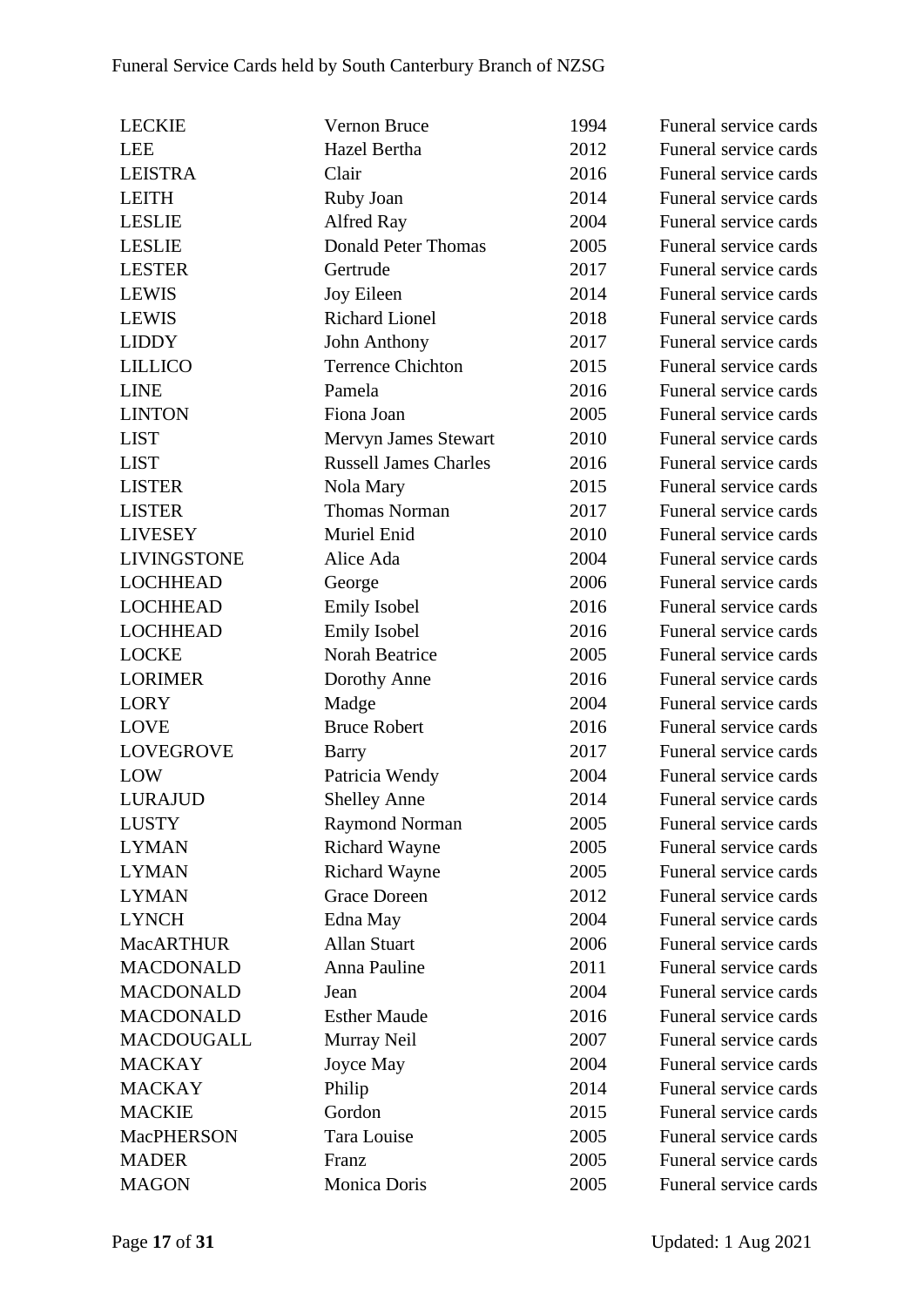| | | | |
|---|---|---|---|
| LECKIE | Vernon Bruce | 1994 | Funeral service cards |
| LEE | Hazel Bertha | 2012 | Funeral service cards |
| LEISTRA | Clair | 2016 | Funeral service cards |
| LEITH | Ruby Joan | 2014 | Funeral service cards |
| LESLIE | Alfred Ray | 2004 | Funeral service cards |
| LESLIE | Donald Peter Thomas | 2005 | Funeral service cards |
| LESTER | Gertrude | 2017 | Funeral service cards |
| LEWIS | Joy Eileen | 2014 | Funeral service cards |
| LEWIS | Richard Lionel | 2018 | Funeral service cards |
| LIDDY | John Anthony | 2017 | Funeral service cards |
| LILLICO | Terrence Chichton | 2015 | Funeral service cards |
| LINE | Pamela | 2016 | Funeral service cards |
| LINTON | Fiona Joan | 2005 | Funeral service cards |
| LIST | Mervyn James Stewart | 2010 | Funeral service cards |
| LIST | Russell James Charles | 2016 | Funeral service cards |
| LISTER | Nola Mary | 2015 | Funeral service cards |
| LISTER | Thomas Norman | 2017 | Funeral service cards |
| LIVESEY | Muriel Enid | 2010 | Funeral service cards |
| LIVINGSTONE | Alice Ada | 2004 | Funeral service cards |
| LOCHHEAD | George | 2006 | Funeral service cards |
| LOCHHEAD | Emily Isobel | 2016 | Funeral service cards |
| LOCHHEAD | Emily Isobel | 2016 | Funeral service cards |
| LOCKE | Norah Beatrice | 2005 | Funeral service cards |
| LORIMER | Dorothy Anne | 2016 | Funeral service cards |
| LORY | Madge | 2004 | Funeral service cards |
| LOVE | Bruce Robert | 2016 | Funeral service cards |
| LOVEGROVE | Barry | 2017 | Funeral service cards |
| LOW | Patricia Wendy | 2004 | Funeral service cards |
| LURAJUD | Shelley Anne | 2014 | Funeral service cards |
| LUSTY | Raymond Norman | 2005 | Funeral service cards |
| LYMAN | Richard Wayne | 2005 | Funeral service cards |
| LYMAN | Richard Wayne | 2005 | Funeral service cards |
| LYMAN | Grace Doreen | 2012 | Funeral service cards |
| LYNCH | Edna May | 2004 | Funeral service cards |
| MacARTHUR | Allan Stuart | 2006 | Funeral service cards |
| MACDONALD | Anna Pauline | 2011 | Funeral service cards |
| MACDONALD | Jean | 2004 | Funeral service cards |
| MACDONALD | Esther Maude | 2016 | Funeral service cards |
| MACDOUGALL | Murray Neil | 2007 | Funeral service cards |
| MACKAY | Joyce May | 2004 | Funeral service cards |
| MACKAY | Philip | 2014 | Funeral service cards |
| MACKIE | Gordon | 2015 | Funeral service cards |
| MacPHERSON | Tara Louise | 2005 | Funeral service cards |
| MADER | Franz | 2005 | Funeral service cards |
| MAGON | Monica Doris | 2005 | Funeral service cards |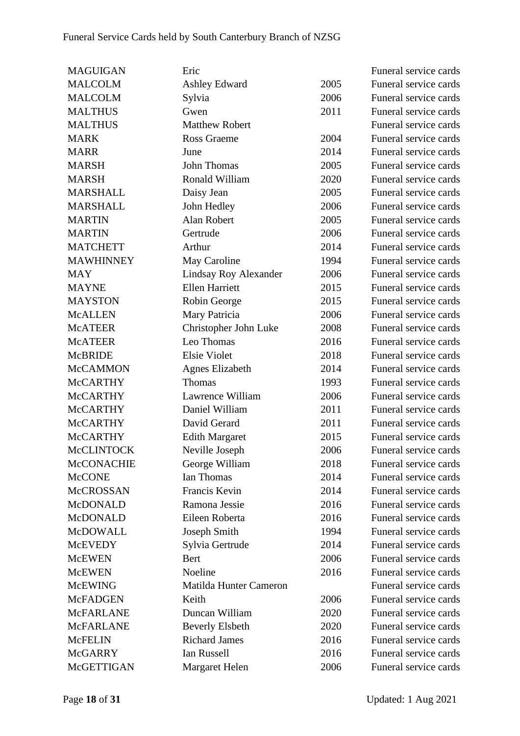| | | | |
|---|---|---|---|
| MAGUIGAN | Eric | | Funeral service cards |
| MALCOLM | Ashley Edward | 2005 | Funeral service cards |
| MALCOLM | Sylvia | 2006 | Funeral service cards |
| MALTHUS | Gwen | 2011 | Funeral service cards |
| MALTHUS | Matthew Robert | | Funeral service cards |
| MARK | Ross Graeme | 2004 | Funeral service cards |
| MARR | June | 2014 | Funeral service cards |
| MARSH | John Thomas | 2005 | Funeral service cards |
| MARSH | Ronald William | 2020 | Funeral service cards |
| MARSHALL | Daisy Jean | 2005 | Funeral service cards |
| MARSHALL | John Hedley | 2006 | Funeral service cards |
| MARTIN | Alan Robert | 2005 | Funeral service cards |
| MARTIN | Gertrude | 2006 | Funeral service cards |
| MATCHETT | Arthur | 2014 | Funeral service cards |
| MAWHINNEY | May Caroline | 1994 | Funeral service cards |
| MAY | Lindsay Roy Alexander | 2006 | Funeral service cards |
| MAYNE | Ellen Harriett | 2015 | Funeral service cards |
| MAYSTON | Robin George | 2015 | Funeral service cards |
| McALLEN | Mary Patricia | 2006 | Funeral service cards |
| McATEER | Christopher John Luke | 2008 | Funeral service cards |
| McATEER | Leo Thomas | 2016 | Funeral service cards |
| McBRIDE | Elsie Violet | 2018 | Funeral service cards |
| McCAMMON | Agnes Elizabeth | 2014 | Funeral service cards |
| McCARTHY | Thomas | 1993 | Funeral service cards |
| McCARTHY | Lawrence William | 2006 | Funeral service cards |
| McCARTHY | Daniel William | 2011 | Funeral service cards |
| McCARTHY | David Gerard | 2011 | Funeral service cards |
| McCARTHY | Edith Margaret | 2015 | Funeral service cards |
| McCLINTOCK | Neville Joseph | 2006 | Funeral service cards |
| McCONACHIE | George William | 2018 | Funeral service cards |
| McCONE | Ian Thomas | 2014 | Funeral service cards |
| McCROSSAN | Francis Kevin | 2014 | Funeral service cards |
| McDONALD | Ramona Jessie | 2016 | Funeral service cards |
| McDONALD | Eileen Roberta | 2016 | Funeral service cards |
| McDOWALL | Joseph Smith | 1994 | Funeral service cards |
| McEVEDY | Sylvia Gertrude | 2014 | Funeral service cards |
| McEWEN | Bert | 2006 | Funeral service cards |
| McEWEN | Noeline | 2016 | Funeral service cards |
| McEWING | Matilda Hunter Cameron | | Funeral service cards |
| McFADGEN | Keith | 2006 | Funeral service cards |
| McFARLANE | Duncan William | 2020 | Funeral service cards |
| McFARLANE | Beverly Elsbeth | 2020 | Funeral service cards |
| McFELIN | Richard James | 2016 | Funeral service cards |
| McGARRY | Ian Russell | 2016 | Funeral service cards |
| McGETTIGAN | Margaret Helen | 2006 | Funeral service cards |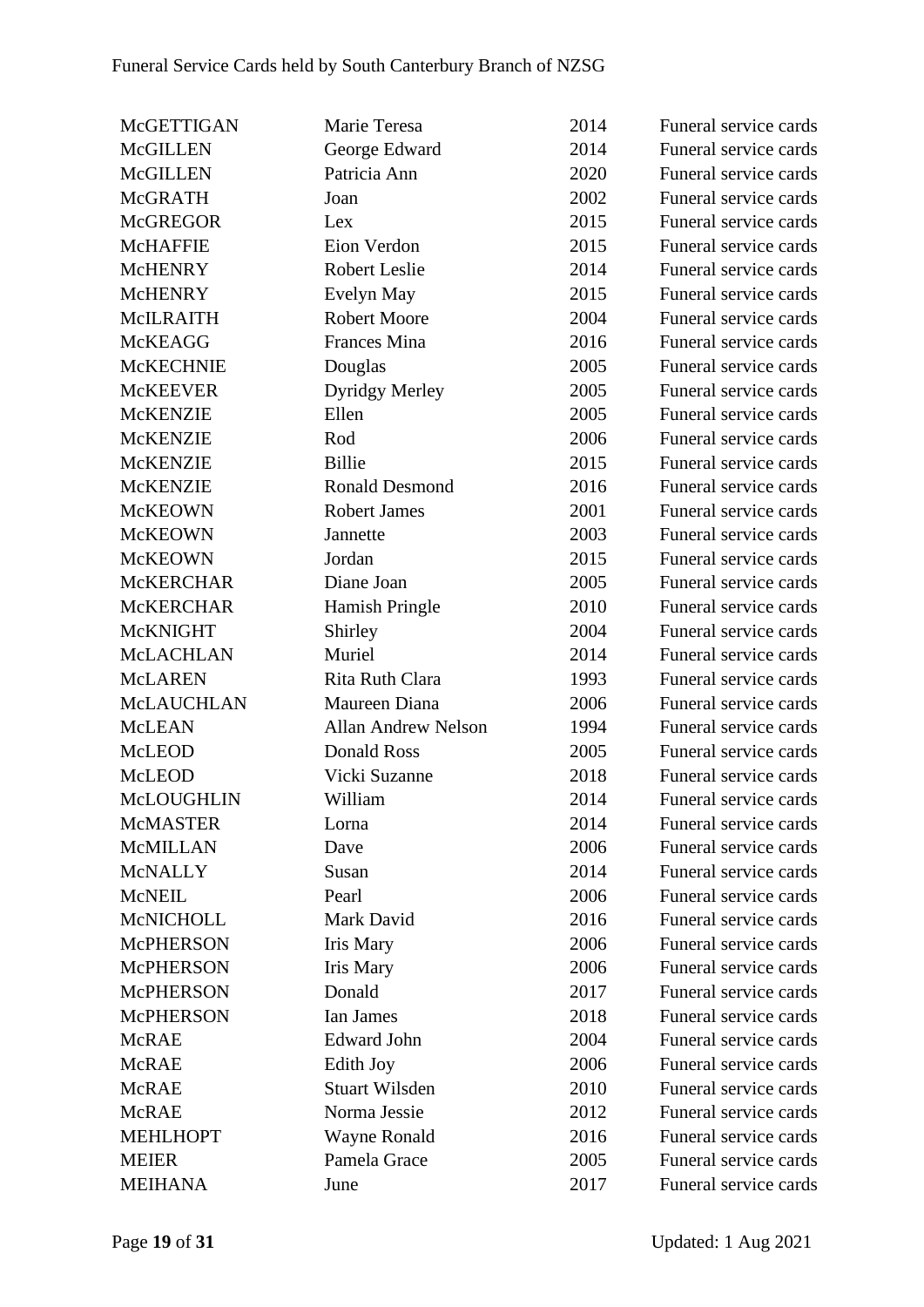| | | | |
|---|---|---|---|
| McGETTIGAN | Marie Teresa | 2014 | Funeral service cards |
| McGILLEN | George Edward | 2014 | Funeral service cards |
| McGILLEN | Patricia Ann | 2020 | Funeral service cards |
| McGRATH | Joan | 2002 | Funeral service cards |
| McGREGOR | Lex | 2015 | Funeral service cards |
| McHAFFIE | Eion Verdon | 2015 | Funeral service cards |
| McHENRY | Robert Leslie | 2014 | Funeral service cards |
| McHENRY | Evelyn May | 2015 | Funeral service cards |
| McILRAITH | Robert Moore | 2004 | Funeral service cards |
| McKEAGG | Frances Mina | 2016 | Funeral service cards |
| McKECHNIE | Douglas | 2005 | Funeral service cards |
| McKEEVER | Dyridgy Merley | 2005 | Funeral service cards |
| McKENZIE | Ellen | 2005 | Funeral service cards |
| McKENZIE | Rod | 2006 | Funeral service cards |
| McKENZIE | Billie | 2015 | Funeral service cards |
| McKENZIE | Ronald Desmond | 2016 | Funeral service cards |
| McKEOWN | Robert James | 2001 | Funeral service cards |
| McKEOWN | Jannette | 2003 | Funeral service cards |
| McKEOWN | Jordan | 2015 | Funeral service cards |
| McKERCHAR | Diane Joan | 2005 | Funeral service cards |
| McKERCHAR | Hamish Pringle | 2010 | Funeral service cards |
| McKNIGHT | Shirley | 2004 | Funeral service cards |
| McLACHLAN | Muriel | 2014 | Funeral service cards |
| McLAREN | Rita Ruth Clara | 1993 | Funeral service cards |
| McLAUCHLAN | Maureen Diana | 2006 | Funeral service cards |
| McLEAN | Allan Andrew Nelson | 1994 | Funeral service cards |
| McLEOD | Donald Ross | 2005 | Funeral service cards |
| McLEOD | Vicki Suzanne | 2018 | Funeral service cards |
| McLOUGHLIN | William | 2014 | Funeral service cards |
| McMASTER | Lorna | 2014 | Funeral service cards |
| McMILLAN | Dave | 2006 | Funeral service cards |
| McNALLY | Susan | 2014 | Funeral service cards |
| McNEIL | Pearl | 2006 | Funeral service cards |
| McNICHOLL | Mark David | 2016 | Funeral service cards |
| McPHERSON | Iris Mary | 2006 | Funeral service cards |
| McPHERSON | Iris Mary | 2006 | Funeral service cards |
| McPHERSON | Donald | 2017 | Funeral service cards |
| McPHERSON | Ian James | 2018 | Funeral service cards |
| McRAE | Edward John | 2004 | Funeral service cards |
| McRAE | Edith Joy | 2006 | Funeral service cards |
| McRAE | Stuart Wilsden | 2010 | Funeral service cards |
| McRAE | Norma Jessie | 2012 | Funeral service cards |
| MEHLHOPT | Wayne Ronald | 2016 | Funeral service cards |
| MEIER | Pamela Grace | 2005 | Funeral service cards |
| MEIHANA | June | 2017 | Funeral service cards |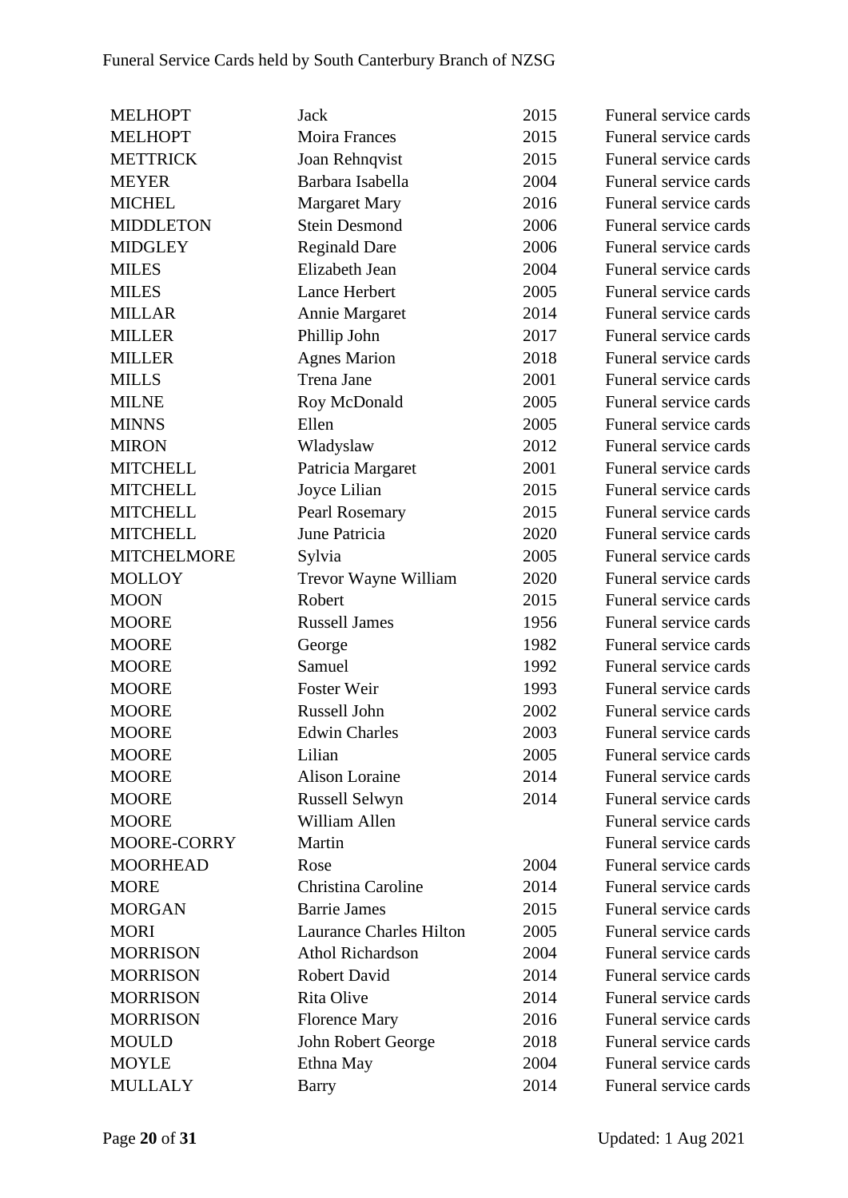| | | | |
|---|---|---|---|
| MELHOPT | Jack | 2015 | Funeral service cards |
| MELHOPT | Moira Frances | 2015 | Funeral service cards |
| METTRICK | Joan Rehnqvist | 2015 | Funeral service cards |
| MEYER | Barbara Isabella | 2004 | Funeral service cards |
| MICHEL | Margaret Mary | 2016 | Funeral service cards |
| MIDDLETON | Stein Desmond | 2006 | Funeral service cards |
| MIDGLEY | Reginald Dare | 2006 | Funeral service cards |
| MILES | Elizabeth Jean | 2004 | Funeral service cards |
| MILES | Lance Herbert | 2005 | Funeral service cards |
| MILLAR | Annie Margaret | 2014 | Funeral service cards |
| MILLER | Phillip John | 2017 | Funeral service cards |
| MILLER | Agnes Marion | 2018 | Funeral service cards |
| MILLS | Trena Jane | 2001 | Funeral service cards |
| MILNE | Roy McDonald | 2005 | Funeral service cards |
| MINNS | Ellen | 2005 | Funeral service cards |
| MIRON | Wladyslaw | 2012 | Funeral service cards |
| MITCHELL | Patricia Margaret | 2001 | Funeral service cards |
| MITCHELL | Joyce Lilian | 2015 | Funeral service cards |
| MITCHELL | Pearl Rosemary | 2015 | Funeral service cards |
| MITCHELL | June Patricia | 2020 | Funeral service cards |
| MITCHELMORE | Sylvia | 2005 | Funeral service cards |
| MOLLOY | Trevor Wayne William | 2020 | Funeral service cards |
| MOON | Robert | 2015 | Funeral service cards |
| MOORE | Russell James | 1956 | Funeral service cards |
| MOORE | George | 1982 | Funeral service cards |
| MOORE | Samuel | 1992 | Funeral service cards |
| MOORE | Foster Weir | 1993 | Funeral service cards |
| MOORE | Russell John | 2002 | Funeral service cards |
| MOORE | Edwin Charles | 2003 | Funeral service cards |
| MOORE | Lilian | 2005 | Funeral service cards |
| MOORE | Alison Loraine | 2014 | Funeral service cards |
| MOORE | Russell Selwyn | 2014 | Funeral service cards |
| MOORE | William Allen | | Funeral service cards |
| MOORE-CORRY | Martin | | Funeral service cards |
| MOORHEAD | Rose | 2004 | Funeral service cards |
| MORE | Christina Caroline | 2014 | Funeral service cards |
| MORGAN | Barrie James | 2015 | Funeral service cards |
| MORI | Laurance Charles Hilton | 2005 | Funeral service cards |
| MORRISON | Athol Richardson | 2004 | Funeral service cards |
| MORRISON | Robert David | 2014 | Funeral service cards |
| MORRISON | Rita Olive | 2014 | Funeral service cards |
| MORRISON | Florence Mary | 2016 | Funeral service cards |
| MOULD | John Robert George | 2018 | Funeral service cards |
| MOYLE | Ethna May | 2004 | Funeral service cards |
| MULLALY | Barry | 2014 | Funeral service cards |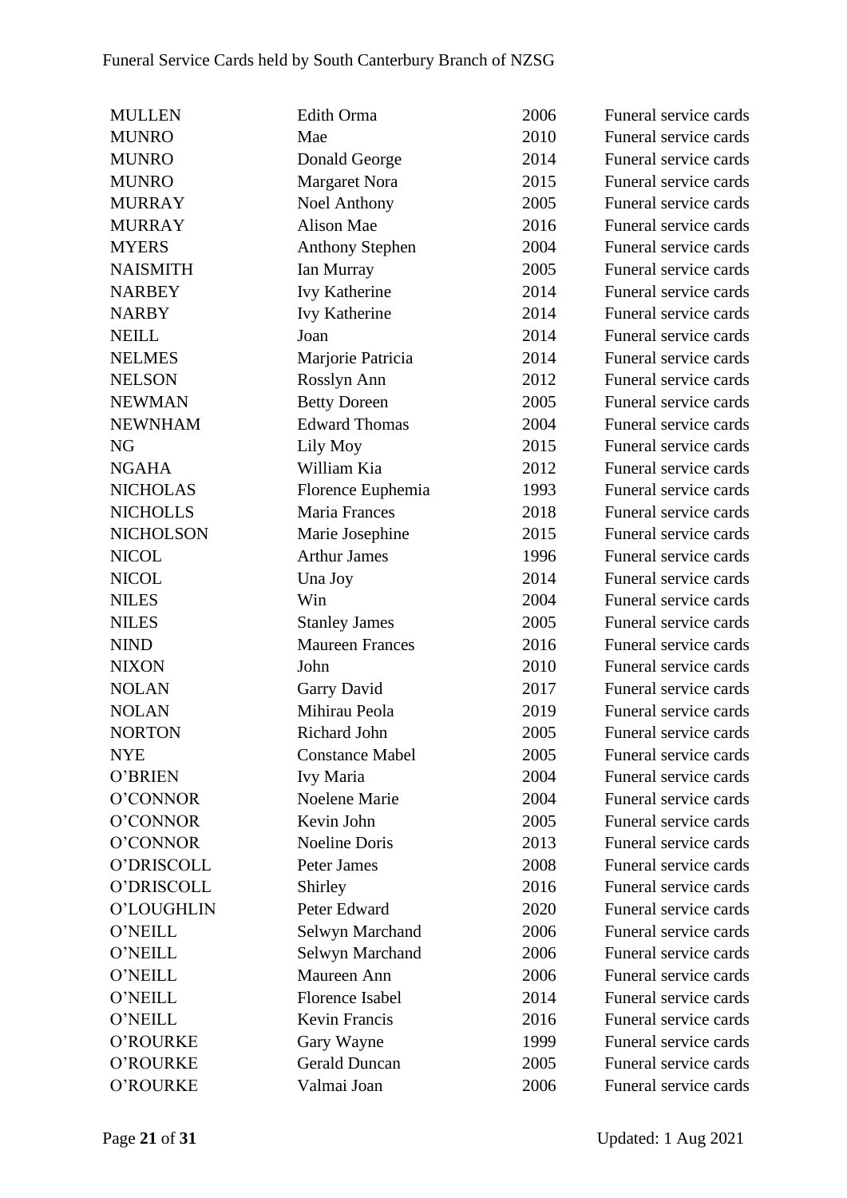| | | | |
|---|---|---|---|
| MULLEN | Edith Orma | 2006 | Funeral service cards |
| MUNRO | Mae | 2010 | Funeral service cards |
| MUNRO | Donald George | 2014 | Funeral service cards |
| MUNRO | Margaret Nora | 2015 | Funeral service cards |
| MURRAY | Noel Anthony | 2005 | Funeral service cards |
| MURRAY | Alison Mae | 2016 | Funeral service cards |
| MYERS | Anthony Stephen | 2004 | Funeral service cards |
| NAISMITH | Ian Murray | 2005 | Funeral service cards |
| NARBEY | Ivy Katherine | 2014 | Funeral service cards |
| NARBY | Ivy Katherine | 2014 | Funeral service cards |
| NEILL | Joan | 2014 | Funeral service cards |
| NELMES | Marjorie Patricia | 2014 | Funeral service cards |
| NELSON | Rosslyn Ann | 2012 | Funeral service cards |
| NEWMAN | Betty Doreen | 2005 | Funeral service cards |
| NEWNHAM | Edward Thomas | 2004 | Funeral service cards |
| NG | Lily Moy | 2015 | Funeral service cards |
| NGAHA | William Kia | 2012 | Funeral service cards |
| NICHOLAS | Florence Euphemia | 1993 | Funeral service cards |
| NICHOLLS | Maria Frances | 2018 | Funeral service cards |
| NICHOLSON | Marie Josephine | 2015 | Funeral service cards |
| NICOL | Arthur James | 1996 | Funeral service cards |
| NICOL | Una Joy | 2014 | Funeral service cards |
| NILES | Win | 2004 | Funeral service cards |
| NILES | Stanley James | 2005 | Funeral service cards |
| NIND | Maureen Frances | 2016 | Funeral service cards |
| NIXON | John | 2010 | Funeral service cards |
| NOLAN | Garry David | 2017 | Funeral service cards |
| NOLAN | Mihirau Peola | 2019 | Funeral service cards |
| NORTON | Richard John | 2005 | Funeral service cards |
| NYE | Constance Mabel | 2005 | Funeral service cards |
| O'BRIEN | Ivy Maria | 2004 | Funeral service cards |
| O'CONNOR | Noelene Marie | 2004 | Funeral service cards |
| O'CONNOR | Kevin John | 2005 | Funeral service cards |
| O'CONNOR | Noeline Doris | 2013 | Funeral service cards |
| O'DRISCOLL | Peter James | 2008 | Funeral service cards |
| O'DRISCOLL | Shirley | 2016 | Funeral service cards |
| O'LOUGHLIN | Peter Edward | 2020 | Funeral service cards |
| O'NEILL | Selwyn Marchand | 2006 | Funeral service cards |
| O'NEILL | Selwyn Marchand | 2006 | Funeral service cards |
| O'NEILL | Maureen Ann | 2006 | Funeral service cards |
| O'NEILL | Florence Isabel | 2014 | Funeral service cards |
| O'NEILL | Kevin Francis | 2016 | Funeral service cards |
| O'ROURKE | Gary Wayne | 1999 | Funeral service cards |
| O'ROURKE | Gerald Duncan | 2005 | Funeral service cards |
| O'ROURKE | Valmai Joan | 2006 | Funeral service cards |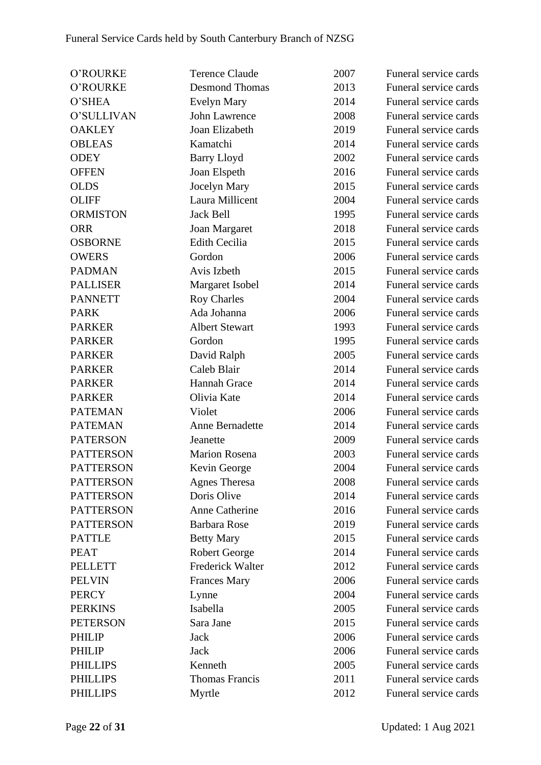| | | | |
|---|---|---|---|
| O'ROURKE | Terence Claude | 2007 | Funeral service cards |
| O'ROURKE | Desmond Thomas | 2013 | Funeral service cards |
| O'SHEA | Evelyn Mary | 2014 | Funeral service cards |
| O'SULLIVAN | John Lawrence | 2008 | Funeral service cards |
| OAKLEY | Joan Elizabeth | 2019 | Funeral service cards |
| OBLEAS | Kamatchi | 2014 | Funeral service cards |
| ODEY | Barry Lloyd | 2002 | Funeral service cards |
| OFFEN | Joan Elspeth | 2016 | Funeral service cards |
| OLDS | Jocelyn Mary | 2015 | Funeral service cards |
| OLIFF | Laura Millicent | 2004 | Funeral service cards |
| ORMISTON | Jack Bell | 1995 | Funeral service cards |
| ORR | Joan Margaret | 2018 | Funeral service cards |
| OSBORNE | Edith Cecilia | 2015 | Funeral service cards |
| OWERS | Gordon | 2006 | Funeral service cards |
| PADMAN | Avis Izbeth | 2015 | Funeral service cards |
| PALLISER | Margaret Isobel | 2014 | Funeral service cards |
| PANNETT | Roy Charles | 2004 | Funeral service cards |
| PARK | Ada Johanna | 2006 | Funeral service cards |
| PARKER | Albert Stewart | 1993 | Funeral service cards |
| PARKER | Gordon | 1995 | Funeral service cards |
| PARKER | David Ralph | 2005 | Funeral service cards |
| PARKER | Caleb Blair | 2014 | Funeral service cards |
| PARKER | Hannah Grace | 2014 | Funeral service cards |
| PARKER | Olivia Kate | 2014 | Funeral service cards |
| PATEMAN | Violet | 2006 | Funeral service cards |
| PATEMAN | Anne Bernadette | 2014 | Funeral service cards |
| PATERSON | Jeanette | 2009 | Funeral service cards |
| PATTERSON | Marion Rosena | 2003 | Funeral service cards |
| PATTERSON | Kevin George | 2004 | Funeral service cards |
| PATTERSON | Agnes Theresa | 2008 | Funeral service cards |
| PATTERSON | Doris Olive | 2014 | Funeral service cards |
| PATTERSON | Anne Catherine | 2016 | Funeral service cards |
| PATTERSON | Barbara Rose | 2019 | Funeral service cards |
| PATTLE | Betty Mary | 2015 | Funeral service cards |
| PEAT | Robert George | 2014 | Funeral service cards |
| PELLETT | Frederick Walter | 2012 | Funeral service cards |
| PELVIN | Frances Mary | 2006 | Funeral service cards |
| PERCY | Lynne | 2004 | Funeral service cards |
| PERKINS | Isabella | 2005 | Funeral service cards |
| PETERSON | Sara Jane | 2015 | Funeral service cards |
| PHILIP | Jack | 2006 | Funeral service cards |
| PHILIP | Jack | 2006 | Funeral service cards |
| PHILLIPS | Kenneth | 2005 | Funeral service cards |
| PHILLIPS | Thomas Francis | 2011 | Funeral service cards |
| PHILLIPS | Myrtle | 2012 | Funeral service cards |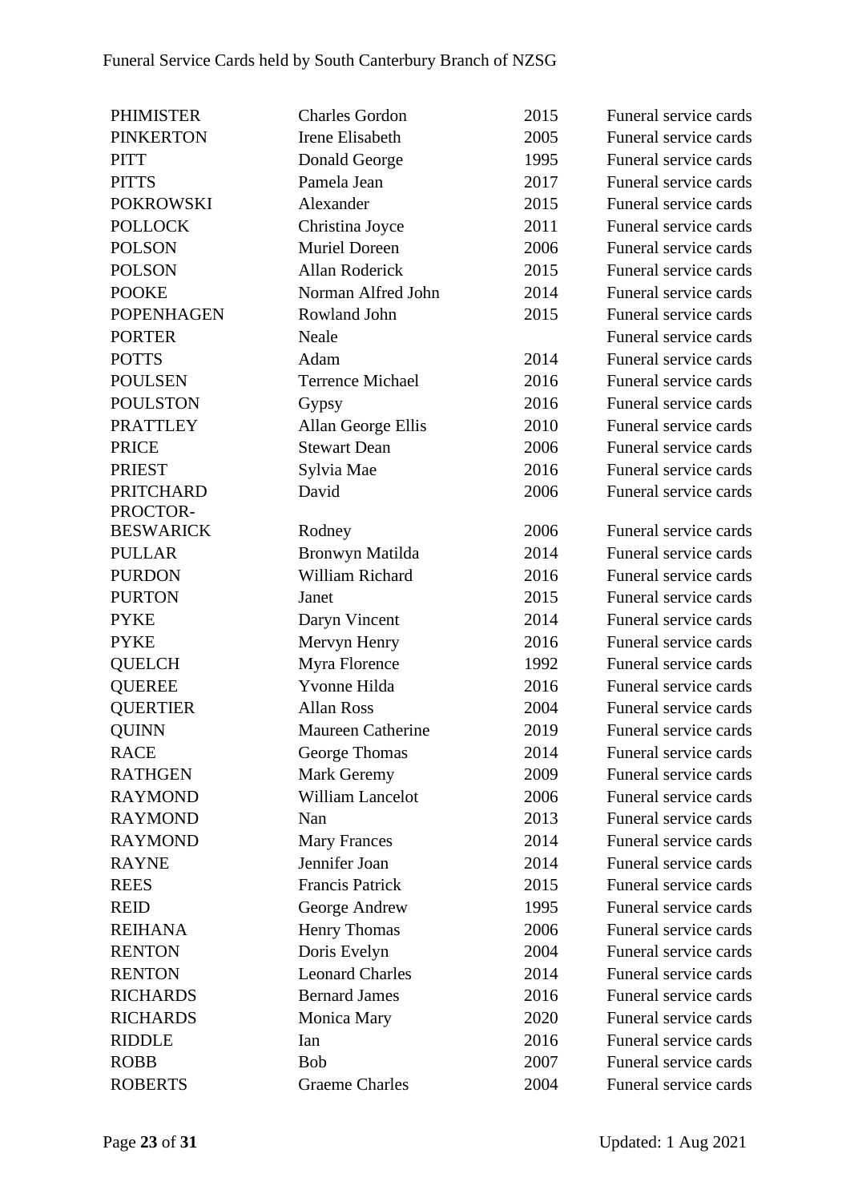| | | | |
|---|---|---|---|
| PHIMISTER | Charles Gordon | 2015 | Funeral service cards |
| PINKERTON | Irene Elisabeth | 2005 | Funeral service cards |
| PITT | Donald George | 1995 | Funeral service cards |
| PITTS | Pamela Jean | 2017 | Funeral service cards |
| POKROWSKI | Alexander | 2015 | Funeral service cards |
| POLLOCK | Christina Joyce | 2011 | Funeral service cards |
| POLSON | Muriel Doreen | 2006 | Funeral service cards |
| POLSON | Allan Roderick | 2015 | Funeral service cards |
| POOKE | Norman Alfred John | 2014 | Funeral service cards |
| POPENHAGEN | Rowland John | 2015 | Funeral service cards |
| PORTER | Neale | | Funeral service cards |
| POTTS | Adam | 2014 | Funeral service cards |
| POULSEN | Terrence Michael | 2016 | Funeral service cards |
| POULSTON | Gypsy | 2016 | Funeral service cards |
| PRATTLEY | Allan George Ellis | 2010 | Funeral service cards |
| PRICE | Stewart Dean | 2006 | Funeral service cards |
| PRIEST | Sylvia Mae | 2016 | Funeral service cards |
| PRITCHARD | David | 2006 | Funeral service cards |
| PROCTOR-BESWARICK | Rodney | 2006 | Funeral service cards |
| PULLAR | Bronwyn Matilda | 2014 | Funeral service cards |
| PURDON | William Richard | 2016 | Funeral service cards |
| PURTON | Janet | 2015 | Funeral service cards |
| PYKE | Daryn Vincent | 2014 | Funeral service cards |
| PYKE | Mervyn Henry | 2016 | Funeral service cards |
| QUELCH | Myra Florence | 1992 | Funeral service cards |
| QUEREE | Yvonne Hilda | 2016 | Funeral service cards |
| QUERTIER | Allan Ross | 2004 | Funeral service cards |
| QUINN | Maureen Catherine | 2019 | Funeral service cards |
| RACE | George Thomas | 2014 | Funeral service cards |
| RATHGEN | Mark Geremy | 2009 | Funeral service cards |
| RAYMOND | William Lancelot | 2006 | Funeral service cards |
| RAYMOND | Nan | 2013 | Funeral service cards |
| RAYMOND | Mary Frances | 2014 | Funeral service cards |
| RAYNE | Jennifer Joan | 2014 | Funeral service cards |
| REES | Francis Patrick | 2015 | Funeral service cards |
| REID | George Andrew | 1995 | Funeral service cards |
| REIHANA | Henry Thomas | 2006 | Funeral service cards |
| RENTON | Doris Evelyn | 2004 | Funeral service cards |
| RENTON | Leonard Charles | 2014 | Funeral service cards |
| RICHARDS | Bernard James | 2016 | Funeral service cards |
| RICHARDS | Monica Mary | 2020 | Funeral service cards |
| RIDDLE | Ian | 2016 | Funeral service cards |
| ROBB | Bob | 2007 | Funeral service cards |
| ROBERTS | Graeme Charles | 2004 | Funeral service cards |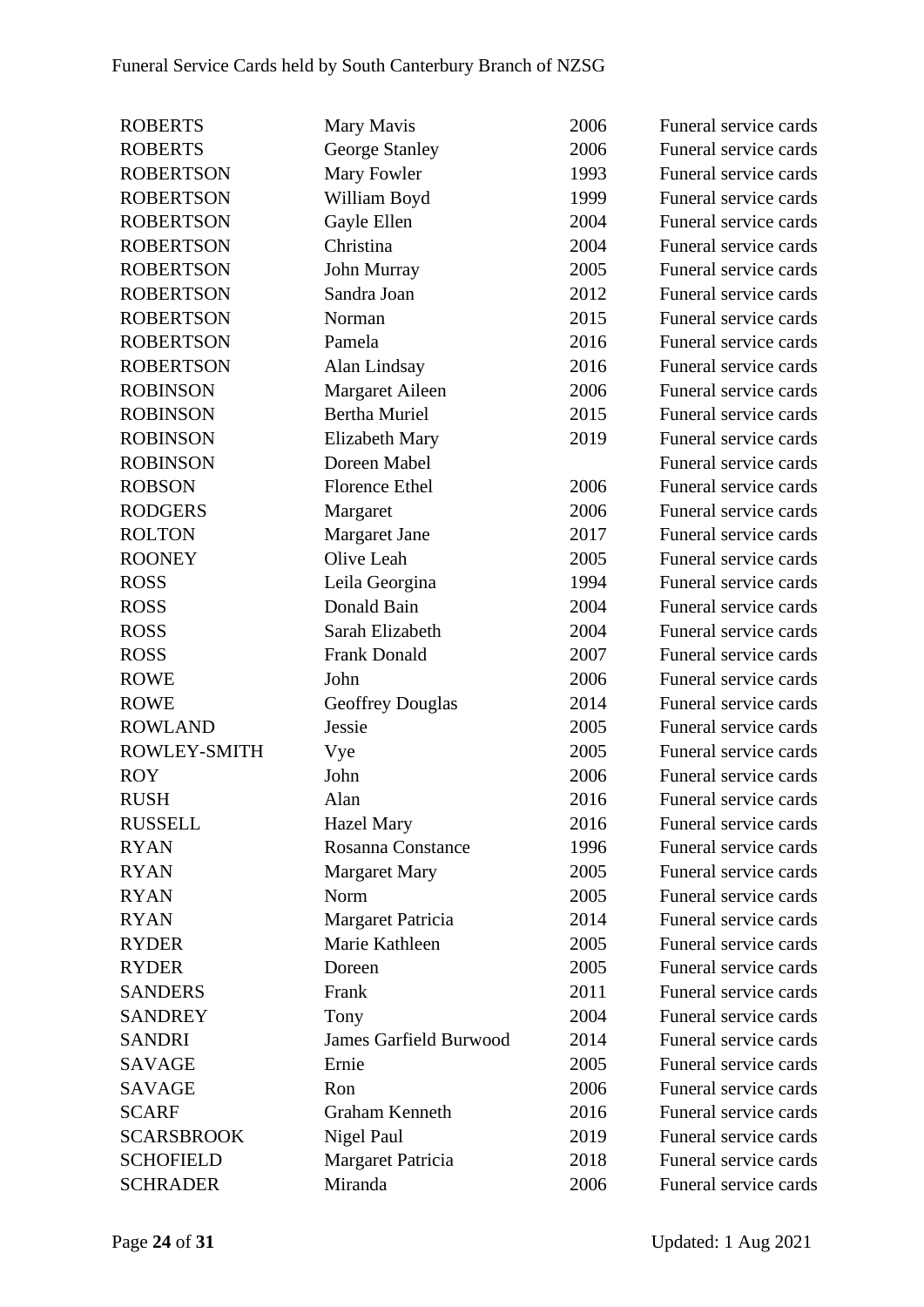| | | | |
|---|---|---|---|
| ROBERTS | Mary Mavis | 2006 | Funeral service cards |
| ROBERTS | George Stanley | 2006 | Funeral service cards |
| ROBERTSON | Mary Fowler | 1993 | Funeral service cards |
| ROBERTSON | William Boyd | 1999 | Funeral service cards |
| ROBERTSON | Gayle Ellen | 2004 | Funeral service cards |
| ROBERTSON | Christina | 2004 | Funeral service cards |
| ROBERTSON | John Murray | 2005 | Funeral service cards |
| ROBERTSON | Sandra Joan | 2012 | Funeral service cards |
| ROBERTSON | Norman | 2015 | Funeral service cards |
| ROBERTSON | Pamela | 2016 | Funeral service cards |
| ROBERTSON | Alan Lindsay | 2016 | Funeral service cards |
| ROBINSON | Margaret Aileen | 2006 | Funeral service cards |
| ROBINSON | Bertha Muriel | 2015 | Funeral service cards |
| ROBINSON | Elizabeth Mary | 2019 | Funeral service cards |
| ROBINSON | Doreen Mabel | | Funeral service cards |
| ROBSON | Florence Ethel | 2006 | Funeral service cards |
| RODGERS | Margaret | 2006 | Funeral service cards |
| ROLTON | Margaret Jane | 2017 | Funeral service cards |
| ROONEY | Olive Leah | 2005 | Funeral service cards |
| ROSS | Leila Georgina | 1994 | Funeral service cards |
| ROSS | Donald Bain | 2004 | Funeral service cards |
| ROSS | Sarah Elizabeth | 2004 | Funeral service cards |
| ROSS | Frank Donald | 2007 | Funeral service cards |
| ROWE | John | 2006 | Funeral service cards |
| ROWE | Geoffrey Douglas | 2014 | Funeral service cards |
| ROWLAND | Jessie | 2005 | Funeral service cards |
| ROWLEY-SMITH | Vye | 2005 | Funeral service cards |
| ROY | John | 2006 | Funeral service cards |
| RUSH | Alan | 2016 | Funeral service cards |
| RUSSELL | Hazel Mary | 2016 | Funeral service cards |
| RYAN | Rosanna Constance | 1996 | Funeral service cards |
| RYAN | Margaret Mary | 2005 | Funeral service cards |
| RYAN | Norm | 2005 | Funeral service cards |
| RYAN | Margaret Patricia | 2014 | Funeral service cards |
| RYDER | Marie Kathleen | 2005 | Funeral service cards |
| RYDER | Doreen | 2005 | Funeral service cards |
| SANDERS | Frank | 2011 | Funeral service cards |
| SANDREY | Tony | 2004 | Funeral service cards |
| SANDRI | James Garfield Burwood | 2014 | Funeral service cards |
| SAVAGE | Ernie | 2005 | Funeral service cards |
| SAVAGE | Ron | 2006 | Funeral service cards |
| SCARF | Graham Kenneth | 2016 | Funeral service cards |
| SCARSBROOK | Nigel Paul | 2019 | Funeral service cards |
| SCHOFIELD | Margaret Patricia | 2018 | Funeral service cards |
| SCHRADER | Miranda | 2006 | Funeral service cards |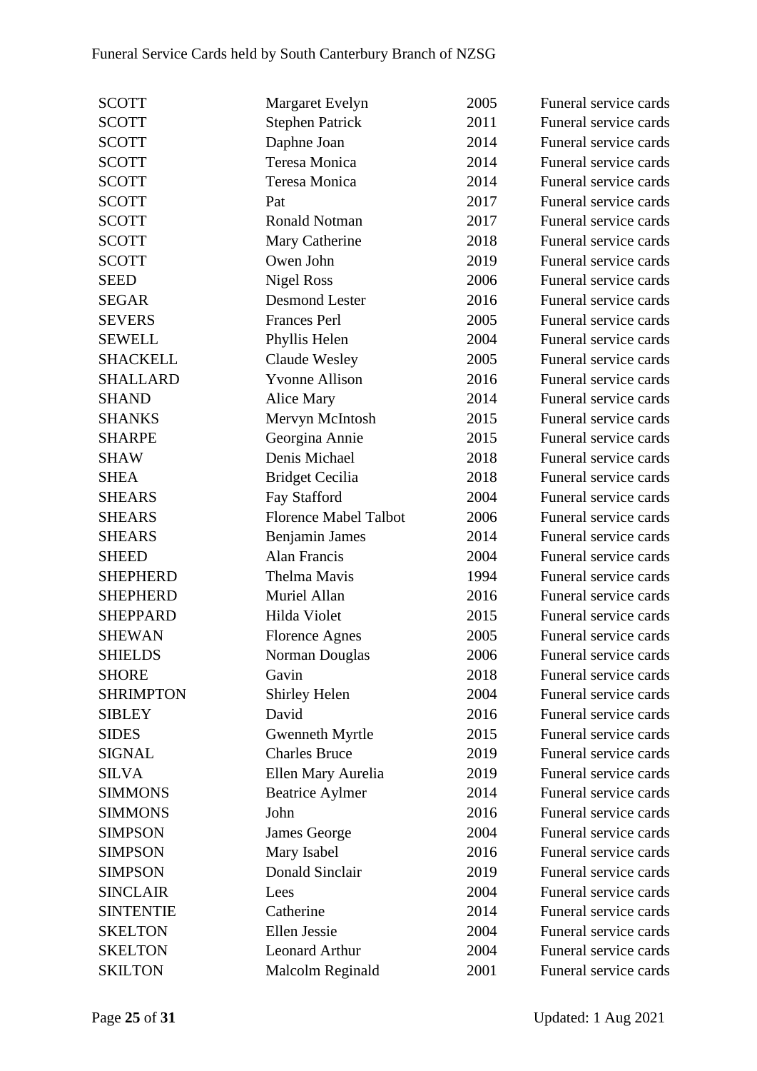| | | | |
|---|---|---|---|
| SCOTT | Margaret Evelyn | 2005 | Funeral service cards |
| SCOTT | Stephen Patrick | 2011 | Funeral service cards |
| SCOTT | Daphne Joan | 2014 | Funeral service cards |
| SCOTT | Teresa Monica | 2014 | Funeral service cards |
| SCOTT | Teresa Monica | 2014 | Funeral service cards |
| SCOTT | Pat | 2017 | Funeral service cards |
| SCOTT | Ronald Notman | 2017 | Funeral service cards |
| SCOTT | Mary Catherine | 2018 | Funeral service cards |
| SCOTT | Owen John | 2019 | Funeral service cards |
| SEED | Nigel Ross | 2006 | Funeral service cards |
| SEGAR | Desmond Lester | 2016 | Funeral service cards |
| SEVERS | Frances Perl | 2005 | Funeral service cards |
| SEWELL | Phyllis Helen | 2004 | Funeral service cards |
| SHACKELL | Claude Wesley | 2005 | Funeral service cards |
| SHALLARD | Yvonne Allison | 2016 | Funeral service cards |
| SHAND | Alice Mary | 2014 | Funeral service cards |
| SHANKS | Mervyn McIntosh | 2015 | Funeral service cards |
| SHARPE | Georgina Annie | 2015 | Funeral service cards |
| SHAW | Denis Michael | 2018 | Funeral service cards |
| SHEA | Bridget Cecilia | 2018 | Funeral service cards |
| SHEARS | Fay Stafford | 2004 | Funeral service cards |
| SHEARS | Florence Mabel Talbot | 2006 | Funeral service cards |
| SHEARS | Benjamin James | 2014 | Funeral service cards |
| SHEED | Alan Francis | 2004 | Funeral service cards |
| SHEPHERD | Thelma Mavis | 1994 | Funeral service cards |
| SHEPHERD | Muriel Allan | 2016 | Funeral service cards |
| SHEPPARD | Hilda Violet | 2015 | Funeral service cards |
| SHEWAN | Florence Agnes | 2005 | Funeral service cards |
| SHIELDS | Norman Douglas | 2006 | Funeral service cards |
| SHORE | Gavin | 2018 | Funeral service cards |
| SHRIMPTON | Shirley Helen | 2004 | Funeral service cards |
| SIBLEY | David | 2016 | Funeral service cards |
| SIDES | Gwenneth Myrtle | 2015 | Funeral service cards |
| SIGNAL | Charles Bruce | 2019 | Funeral service cards |
| SILVA | Ellen Mary Aurelia | 2019 | Funeral service cards |
| SIMMONS | Beatrice Aylmer | 2014 | Funeral service cards |
| SIMMONS | John | 2016 | Funeral service cards |
| SIMPSON | James George | 2004 | Funeral service cards |
| SIMPSON | Mary Isabel | 2016 | Funeral service cards |
| SIMPSON | Donald Sinclair | 2019 | Funeral service cards |
| SINCLAIR | Lees | 2004 | Funeral service cards |
| SINTENTIE | Catherine | 2014 | Funeral service cards |
| SKELTON | Ellen Jessie | 2004 | Funeral service cards |
| SKELTON | Leonard Arthur | 2004 | Funeral service cards |
| SKILTON | Malcolm Reginald | 2001 | Funeral service cards |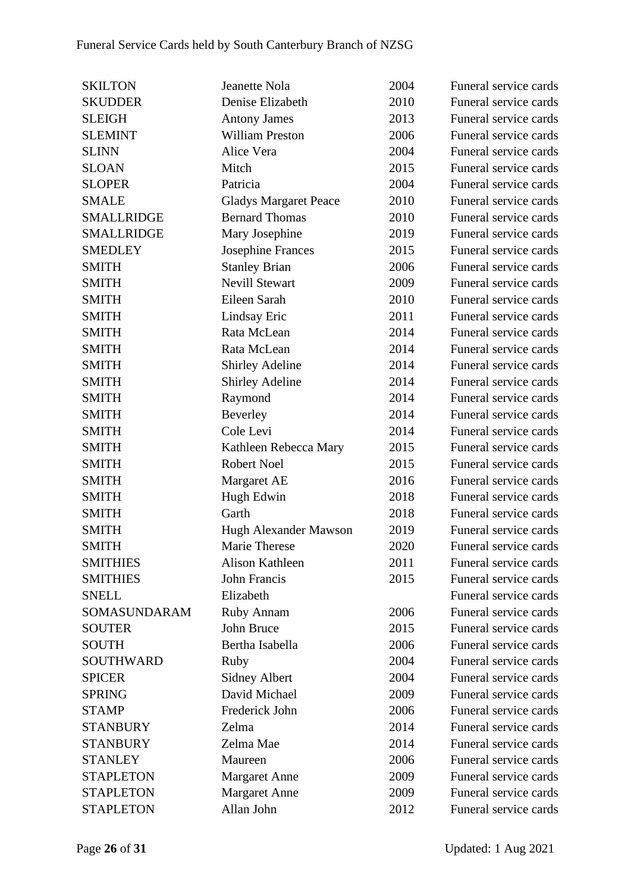| | | | |
|---|---|---|---|
| SKILTON | Jeanette Nola | 2004 | Funeral service cards |
| SKUDDER | Denise Elizabeth | 2010 | Funeral service cards |
| SLEIGH | Antony James | 2013 | Funeral service cards |
| SLEMINT | William Preston | 2006 | Funeral service cards |
| SLINN | Alice Vera | 2004 | Funeral service cards |
| SLOAN | Mitch | 2015 | Funeral service cards |
| SLOPER | Patricia | 2004 | Funeral service cards |
| SMALE | Gladys Margaret Peace | 2010 | Funeral service cards |
| SMALLRIDGE | Bernard Thomas | 2010 | Funeral service cards |
| SMALLRIDGE | Mary Josephine | 2019 | Funeral service cards |
| SMEDLEY | Josephine Frances | 2015 | Funeral service cards |
| SMITH | Stanley Brian | 2006 | Funeral service cards |
| SMITH | Nevill Stewart | 2009 | Funeral service cards |
| SMITH | Eileen Sarah | 2010 | Funeral service cards |
| SMITH | Lindsay Eric | 2011 | Funeral service cards |
| SMITH | Rata McLean | 2014 | Funeral service cards |
| SMITH | Rata McLean | 2014 | Funeral service cards |
| SMITH | Shirley Adeline | 2014 | Funeral service cards |
| SMITH | Shirley Adeline | 2014 | Funeral service cards |
| SMITH | Raymond | 2014 | Funeral service cards |
| SMITH | Beverley | 2014 | Funeral service cards |
| SMITH | Cole Levi | 2014 | Funeral service cards |
| SMITH | Kathleen Rebecca Mary | 2015 | Funeral service cards |
| SMITH | Robert Noel | 2015 | Funeral service cards |
| SMITH | Margaret AE | 2016 | Funeral service cards |
| SMITH | Hugh Edwin | 2018 | Funeral service cards |
| SMITH | Garth | 2018 | Funeral service cards |
| SMITH | Hugh Alexander Mawson | 2019 | Funeral service cards |
| SMITH | Marie Therese | 2020 | Funeral service cards |
| SMITHIES | Alison Kathleen | 2011 | Funeral service cards |
| SMITHIES | John Francis | 2015 | Funeral service cards |
| SNELL | Elizabeth | | Funeral service cards |
| SOMASUNDARAM | Ruby Annam | 2006 | Funeral service cards |
| SOUTER | John Bruce | 2015 | Funeral service cards |
| SOUTH | Bertha Isabella | 2006 | Funeral service cards |
| SOUTHWARD | Ruby | 2004 | Funeral service cards |
| SPICER | Sidney Albert | 2004 | Funeral service cards |
| SPRING | David Michael | 2009 | Funeral service cards |
| STAMP | Frederick John | 2006 | Funeral service cards |
| STANBURY | Zelma | 2014 | Funeral service cards |
| STANBURY | Zelma Mae | 2014 | Funeral service cards |
| STANLEY | Maureen | 2006 | Funeral service cards |
| STAPLETON | Margaret Anne | 2009 | Funeral service cards |
| STAPLETON | Margaret Anne | 2009 | Funeral service cards |
| STAPLETON | Allan John | 2012 | Funeral service cards |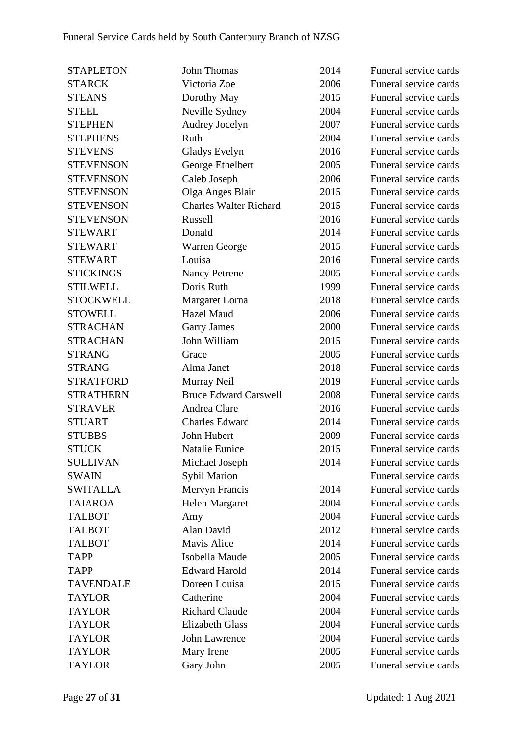| | | | |
|---|---|---|---|
| STAPLETON | John Thomas | 2014 | Funeral service cards |
| STARCK | Victoria Zoe | 2006 | Funeral service cards |
| STEANS | Dorothy May | 2015 | Funeral service cards |
| STEEL | Neville Sydney | 2004 | Funeral service cards |
| STEPHEN | Audrey Jocelyn | 2007 | Funeral service cards |
| STEPHENS | Ruth | 2004 | Funeral service cards |
| STEVENS | Gladys Evelyn | 2016 | Funeral service cards |
| STEVENSON | George Ethelbert | 2005 | Funeral service cards |
| STEVENSON | Caleb Joseph | 2006 | Funeral service cards |
| STEVENSON | Olga Anges Blair | 2015 | Funeral service cards |
| STEVENSON | Charles Walter Richard | 2015 | Funeral service cards |
| STEVENSON | Russell | 2016 | Funeral service cards |
| STEWART | Donald | 2014 | Funeral service cards |
| STEWART | Warren George | 2015 | Funeral service cards |
| STEWART | Louisa | 2016 | Funeral service cards |
| STICKINGS | Nancy Petrene | 2005 | Funeral service cards |
| STILWELL | Doris Ruth | 1999 | Funeral service cards |
| STOCKWELL | Margaret Lorna | 2018 | Funeral service cards |
| STOWELL | Hazel Maud | 2006 | Funeral service cards |
| STRACHAN | Garry James | 2000 | Funeral service cards |
| STRACHAN | John William | 2015 | Funeral service cards |
| STRANG | Grace | 2005 | Funeral service cards |
| STRANG | Alma Janet | 2018 | Funeral service cards |
| STRATFORD | Murray Neil | 2019 | Funeral service cards |
| STRATHERN | Bruce Edward Carswell | 2008 | Funeral service cards |
| STRAVER | Andrea Clare | 2016 | Funeral service cards |
| STUART | Charles Edward | 2014 | Funeral service cards |
| STUBBS | John Hubert | 2009 | Funeral service cards |
| STUCK | Natalie Eunice | 2015 | Funeral service cards |
| SULLIVAN | Michael Joseph | 2014 | Funeral service cards |
| SWAIN | Sybil Marion | | Funeral service cards |
| SWITALLA | Mervyn Francis | 2014 | Funeral service cards |
| TAIAROA | Helen Margaret | 2004 | Funeral service cards |
| TALBOT | Amy | 2004 | Funeral service cards |
| TALBOT | Alan David | 2012 | Funeral service cards |
| TALBOT | Mavis Alice | 2014 | Funeral service cards |
| TAPP | Isobella Maude | 2005 | Funeral service cards |
| TAPP | Edward Harold | 2014 | Funeral service cards |
| TAVENDALE | Doreen Louisa | 2015 | Funeral service cards |
| TAYLOR | Catherine | 2004 | Funeral service cards |
| TAYLOR | Richard Claude | 2004 | Funeral service cards |
| TAYLOR | Elizabeth Glass | 2004 | Funeral service cards |
| TAYLOR | John Lawrence | 2004 | Funeral service cards |
| TAYLOR | Mary Irene | 2005 | Funeral service cards |
| TAYLOR | Gary John | 2005 | Funeral service cards |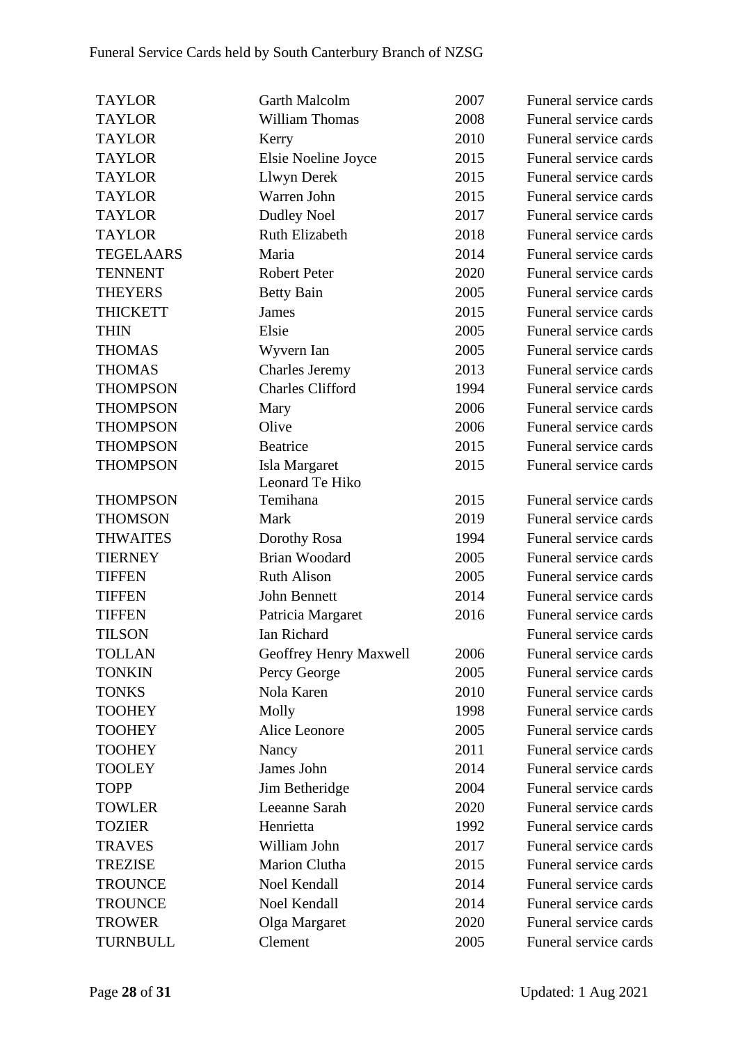| | | | |
|---|---|---|---|
| TAYLOR | Garth Malcolm | 2007 | Funeral service cards |
| TAYLOR | William Thomas | 2008 | Funeral service cards |
| TAYLOR | Kerry | 2010 | Funeral service cards |
| TAYLOR | Elsie Noeline Joyce | 2015 | Funeral service cards |
| TAYLOR | Llwyn Derek | 2015 | Funeral service cards |
| TAYLOR | Warren John | 2015 | Funeral service cards |
| TAYLOR | Dudley Noel | 2017 | Funeral service cards |
| TAYLOR | Ruth Elizabeth | 2018 | Funeral service cards |
| TEGELAARS | Maria | 2014 | Funeral service cards |
| TENNENT | Robert Peter | 2020 | Funeral service cards |
| THEYERS | Betty Bain | 2005 | Funeral service cards |
| THICKETT | James | 2015 | Funeral service cards |
| THIN | Elsie | 2005 | Funeral service cards |
| THOMAS | Wyvern Ian | 2005 | Funeral service cards |
| THOMAS | Charles Jeremy | 2013 | Funeral service cards |
| THOMPSON | Charles Clifford | 1994 | Funeral service cards |
| THOMPSON | Mary | 2006 | Funeral service cards |
| THOMPSON | Olive | 2006 | Funeral service cards |
| THOMPSON | Beatrice | 2015 | Funeral service cards |
| THOMPSON | Isla Margaret | 2015 | Funeral service cards |
| THOMPSON | Leonard Te Hiko Temihana | 2015 | Funeral service cards |
| THOMSON | Mark | 2019 | Funeral service cards |
| THWAITES | Dorothy Rosa | 1994 | Funeral service cards |
| TIERNEY | Brian Woodard | 2005 | Funeral service cards |
| TIFFEN | Ruth Alison | 2005 | Funeral service cards |
| TIFFEN | John Bennett | 2014 | Funeral service cards |
| TIFFEN | Patricia Margaret | 2016 | Funeral service cards |
| TILSON | Ian Richard | | Funeral service cards |
| TOLLAN | Geoffrey Henry Maxwell | 2006 | Funeral service cards |
| TONKIN | Percy George | 2005 | Funeral service cards |
| TONKS | Nola Karen | 2010 | Funeral service cards |
| TOOHEY | Molly | 1998 | Funeral service cards |
| TOOHEY | Alice Leonore | 2005 | Funeral service cards |
| TOOHEY | Nancy | 2011 | Funeral service cards |
| TOOLEY | James John | 2014 | Funeral service cards |
| TOPP | Jim Betheridge | 2004 | Funeral service cards |
| TOWLER | Leeanne Sarah | 2020 | Funeral service cards |
| TOZIER | Henrietta | 1992 | Funeral service cards |
| TRAVES | William John | 2017 | Funeral service cards |
| TREZISE | Marion Clutha | 2015 | Funeral service cards |
| TROUNCE | Noel Kendall | 2014 | Funeral service cards |
| TROUNCE | Noel Kendall | 2014 | Funeral service cards |
| TROWER | Olga Margaret | 2020 | Funeral service cards |
| TURNBULL | Clement | 2005 | Funeral service cards |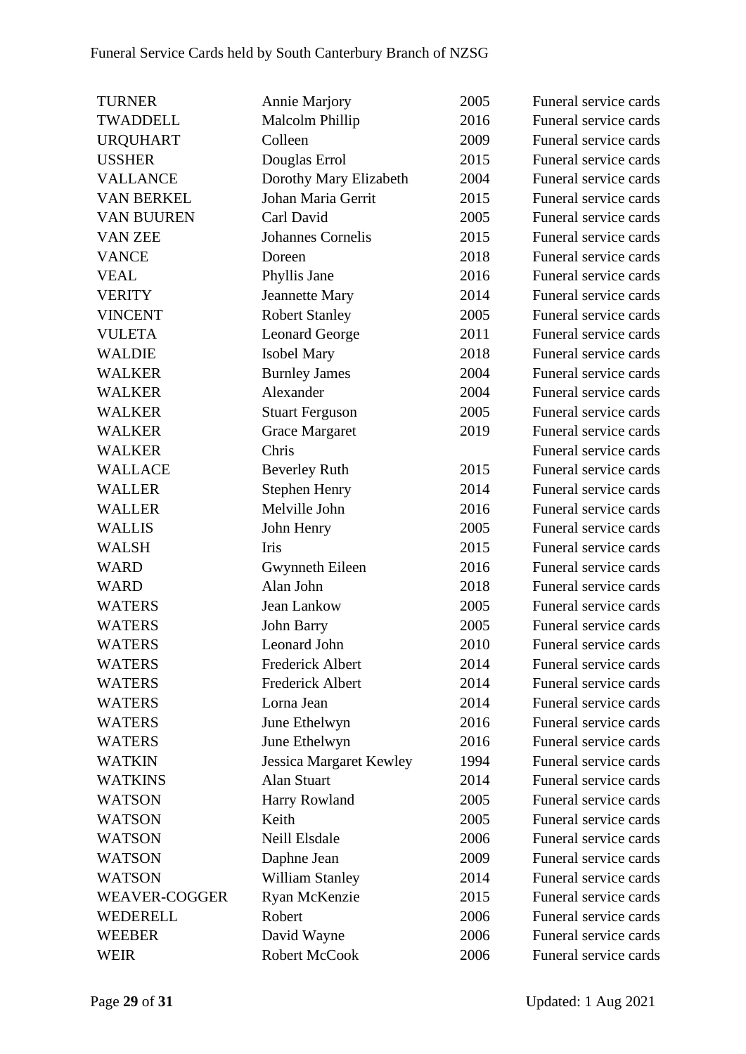| | | | |
|---|---|---|---|
| TURNER | Annie Marjory | 2005 | Funeral service cards |
| TWADDELL | Malcolm Phillip | 2016 | Funeral service cards |
| URQUHART | Colleen | 2009 | Funeral service cards |
| USSHER | Douglas Errol | 2015 | Funeral service cards |
| VALLANCE | Dorothy Mary Elizabeth | 2004 | Funeral service cards |
| VAN BERKEL | Johan Maria Gerrit | 2015 | Funeral service cards |
| VAN BUUREN | Carl David | 2005 | Funeral service cards |
| VAN ZEE | Johannes Cornelis | 2015 | Funeral service cards |
| VANCE | Doreen | 2018 | Funeral service cards |
| VEAL | Phyllis Jane | 2016 | Funeral service cards |
| VERITY | Jeannette Mary | 2014 | Funeral service cards |
| VINCENT | Robert Stanley | 2005 | Funeral service cards |
| VULETA | Leonard George | 2011 | Funeral service cards |
| WALDIE | Isobel Mary | 2018 | Funeral service cards |
| WALKER | Burnley James | 2004 | Funeral service cards |
| WALKER | Alexander | 2004 | Funeral service cards |
| WALKER | Stuart Ferguson | 2005 | Funeral service cards |
| WALKER | Grace Margaret | 2019 | Funeral service cards |
| WALKER | Chris | | Funeral service cards |
| WALLACE | Beverley Ruth | 2015 | Funeral service cards |
| WALLER | Stephen Henry | 2014 | Funeral service cards |
| WALLER | Melville John | 2016 | Funeral service cards |
| WALLIS | John Henry | 2005 | Funeral service cards |
| WALSH | Iris | 2015 | Funeral service cards |
| WARD | Gwynneth Eileen | 2016 | Funeral service cards |
| WARD | Alan John | 2018 | Funeral service cards |
| WATERS | Jean Lankow | 2005 | Funeral service cards |
| WATERS | John Barry | 2005 | Funeral service cards |
| WATERS | Leonard John | 2010 | Funeral service cards |
| WATERS | Frederick Albert | 2014 | Funeral service cards |
| WATERS | Frederick Albert | 2014 | Funeral service cards |
| WATERS | Lorna Jean | 2014 | Funeral service cards |
| WATERS | June Ethelwyn | 2016 | Funeral service cards |
| WATERS | June Ethelwyn | 2016 | Funeral service cards |
| WATKIN | Jessica Margaret Kewley | 1994 | Funeral service cards |
| WATKINS | Alan Stuart | 2014 | Funeral service cards |
| WATSON | Harry Rowland | 2005 | Funeral service cards |
| WATSON | Keith | 2005 | Funeral service cards |
| WATSON | Neill Elsdale | 2006 | Funeral service cards |
| WATSON | Daphne Jean | 2009 | Funeral service cards |
| WATSON | William Stanley | 2014 | Funeral service cards |
| WEAVER-COGGER | Ryan McKenzie | 2015 | Funeral service cards |
| WEDERELL | Robert | 2006 | Funeral service cards |
| WEEBER | David Wayne | 2006 | Funeral service cards |
| WEIR | Robert McCook | 2006 | Funeral service cards |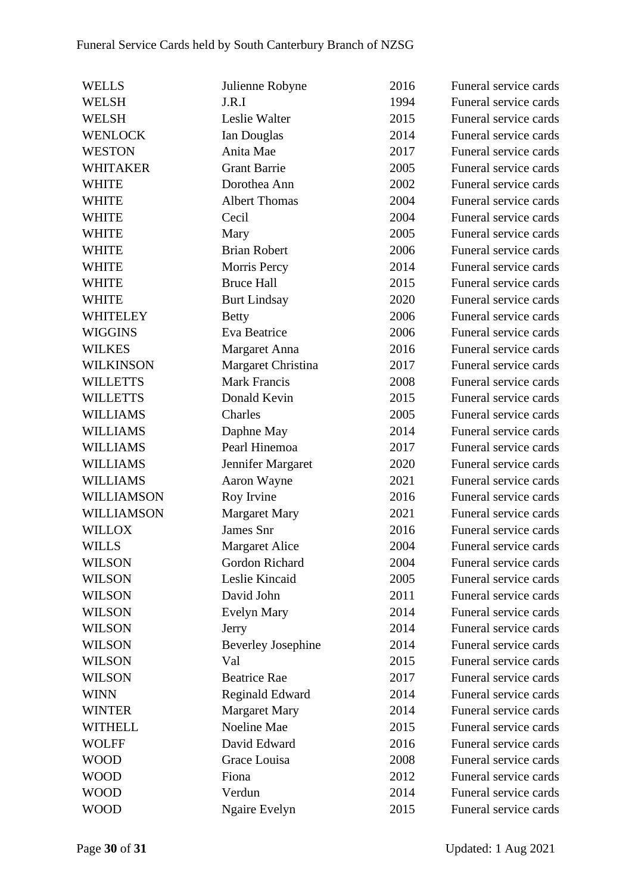| | | | |
|---|---|---|---|
| WELLS | Julienne Robyne | 2016 | Funeral service cards |
| WELSH | J.R.I | 1994 | Funeral service cards |
| WELSH | Leslie Walter | 2015 | Funeral service cards |
| WENLOCK | Ian Douglas | 2014 | Funeral service cards |
| WESTON | Anita Mae | 2017 | Funeral service cards |
| WHITAKER | Grant Barrie | 2005 | Funeral service cards |
| WHITE | Dorothea Ann | 2002 | Funeral service cards |
| WHITE | Albert Thomas | 2004 | Funeral service cards |
| WHITE | Cecil | 2004 | Funeral service cards |
| WHITE | Mary | 2005 | Funeral service cards |
| WHITE | Brian Robert | 2006 | Funeral service cards |
| WHITE | Morris Percy | 2014 | Funeral service cards |
| WHITE | Bruce Hall | 2015 | Funeral service cards |
| WHITE | Burt Lindsay | 2020 | Funeral service cards |
| WHITELEY | Betty | 2006 | Funeral service cards |
| WIGGINS | Eva Beatrice | 2006 | Funeral service cards |
| WILKES | Margaret Anna | 2016 | Funeral service cards |
| WILKINSON | Margaret Christina | 2017 | Funeral service cards |
| WILLETTS | Mark Francis | 2008 | Funeral service cards |
| WILLETTS | Donald Kevin | 2015 | Funeral service cards |
| WILLIAMS | Charles | 2005 | Funeral service cards |
| WILLIAMS | Daphne May | 2014 | Funeral service cards |
| WILLIAMS | Pearl Hinemoa | 2017 | Funeral service cards |
| WILLIAMS | Jennifer Margaret | 2020 | Funeral service cards |
| WILLIAMS | Aaron Wayne | 2021 | Funeral service cards |
| WILLIAMSON | Roy Irvine | 2016 | Funeral service cards |
| WILLIAMSON | Margaret Mary | 2021 | Funeral service cards |
| WILLOX | James Snr | 2016 | Funeral service cards |
| WILLS | Margaret Alice | 2004 | Funeral service cards |
| WILSON | Gordon Richard | 2004 | Funeral service cards |
| WILSON | Leslie Kincaid | 2005 | Funeral service cards |
| WILSON | David John | 2011 | Funeral service cards |
| WILSON | Evelyn Mary | 2014 | Funeral service cards |
| WILSON | Jerry | 2014 | Funeral service cards |
| WILSON | Beverley Josephine | 2014 | Funeral service cards |
| WILSON | Val | 2015 | Funeral service cards |
| WILSON | Beatrice Rae | 2017 | Funeral service cards |
| WINN | Reginald Edward | 2014 | Funeral service cards |
| WINTER | Margaret Mary | 2014 | Funeral service cards |
| WITHELL | Noeline Mae | 2015 | Funeral service cards |
| WOLFF | David Edward | 2016 | Funeral service cards |
| WOOD | Grace Louisa | 2008 | Funeral service cards |
| WOOD | Fiona | 2012 | Funeral service cards |
| WOOD | Verdun | 2014 | Funeral service cards |
| WOOD | Ngaire Evelyn | 2015 | Funeral service cards |

Updated: 1 Aug 2021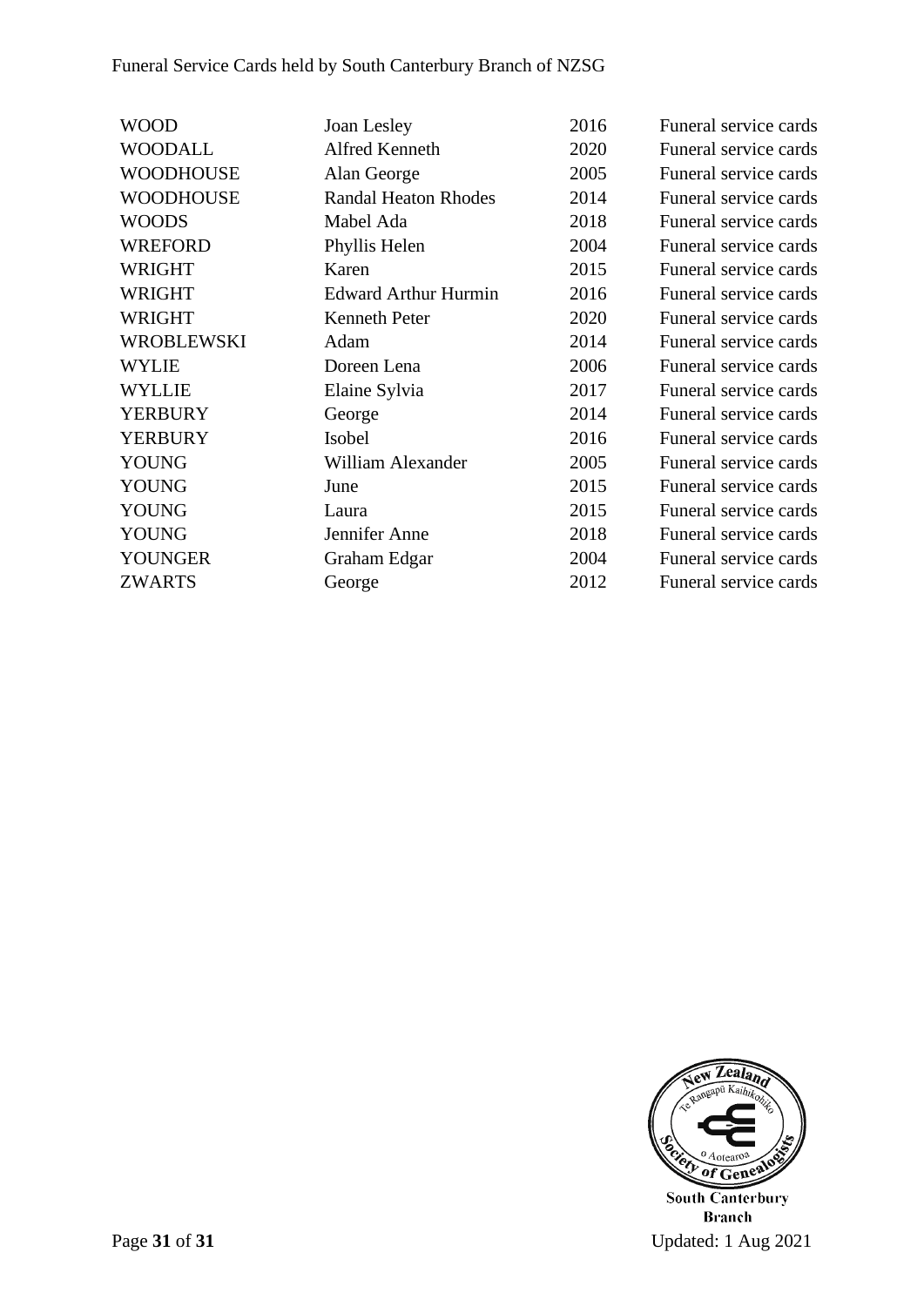| | | | |
|---|---|---|---|
| WOOD | Joan Lesley | 2016 | Funeral service cards |
| WOODALL | Alfred Kenneth | 2020 | Funeral service cards |
| WOODHOUSE | Alan George | 2005 | Funeral service cards |
| WOODHOUSE | Randal Heaton Rhodes | 2014 | Funeral service cards |
| WOODS | Mabel Ada | 2018 | Funeral service cards |
| WREFORD | Phyllis Helen | 2004 | Funeral service cards |
| WRIGHT | Karen | 2015 | Funeral service cards |
| WRIGHT | Edward Arthur Hurmin | 2016 | Funeral service cards |
| WRIGHT | Kenneth Peter | 2020 | Funeral service cards |
| WROBLEWSKI | Adam | 2014 | Funeral service cards |
| WYLIE | Doreen Lena | 2006 | Funeral service cards |
| WYLLIE | Elaine Sylvia | 2017 | Funeral service cards |
| YERBURY | George | 2014 | Funeral service cards |
| YERBURY | Isobel | 2016 | Funeral service cards |
| YOUNG | William Alexander | 2005 | Funeral service cards |
| YOUNG | June | 2015 | Funeral service cards |
| YOUNG | Laura | 2015 | Funeral service cards |
| YOUNG | Jennifer Anne | 2018 | Funeral service cards |
| YOUNGER | Graham Edgar | 2004 | Funeral service cards |
| ZWARTS | George | 2012 | Funeral service cards |

New Zealand Society of Genealogists Te Rangapū Kaihikohiko o Aotearoa

South Canterbury Branch

Updated: 1 Aug 2021